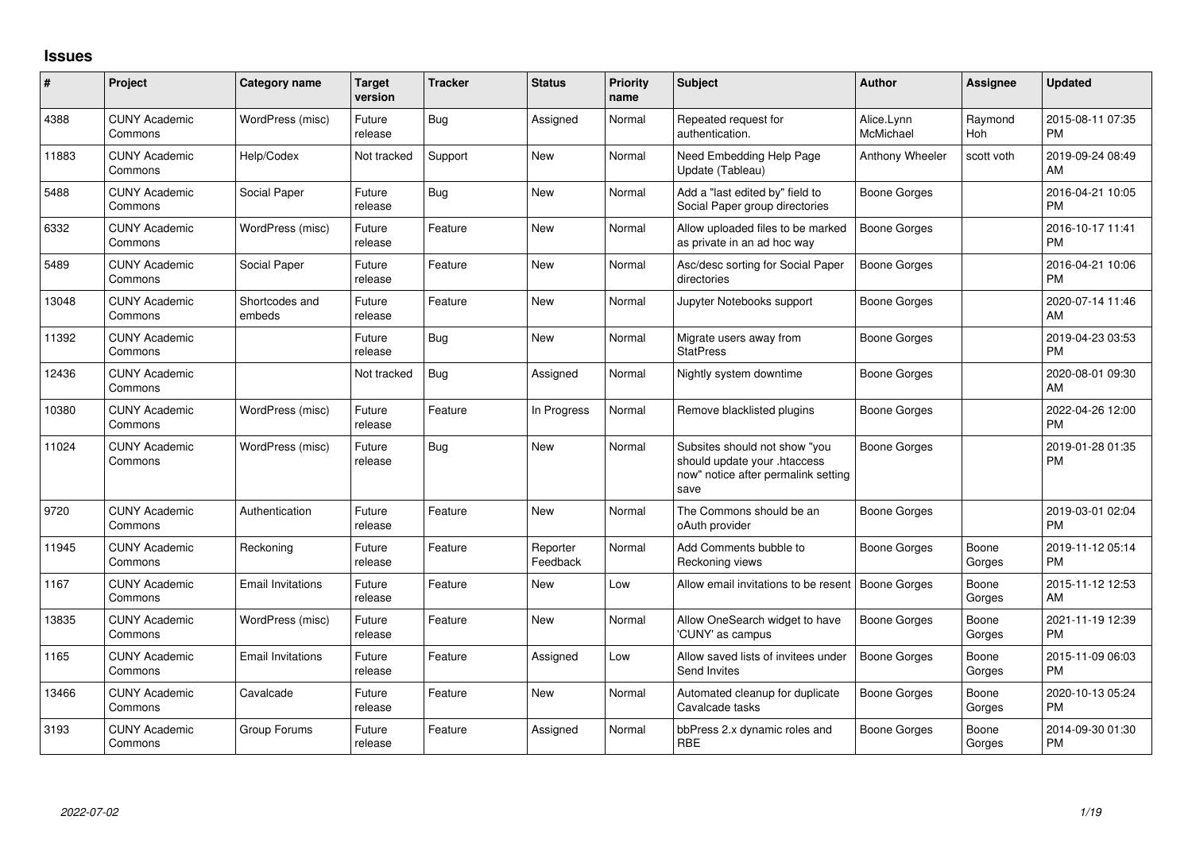# Issues

| # | Project | Category name | Target version | Tracker | Status | Priority name | Subject | Author | Assignee | Updated |
|---|---|---|---|---|---|---|---|---|---|---|
| 4388 | CUNY Academic Commons | WordPress (misc) | Future release | Bug | Assigned | Normal | Repeated request for authentication. | Alice.Lynn McMichael | Raymond Hoh | 2015-08-11 07:35 PM |
| 11883 | CUNY Academic Commons | Help/Codex | Not tracked | Support | New | Normal | Need Embedding Help Page Update (Tableau) | Anthony Wheeler | scott voth | 2019-09-24 08:49 AM |
| 5488 | CUNY Academic Commons | Social Paper | Future release | Bug | New | Normal | Add a "last edited by" field to Social Paper group directories | Boone Gorges | | 2016-04-21 10:05 PM |
| 6332 | CUNY Academic Commons | WordPress (misc) | Future release | Feature | New | Normal | Allow uploaded files to be marked as private in an ad hoc way | Boone Gorges | | 2016-10-17 11:41 PM |
| 5489 | CUNY Academic Commons | Social Paper | Future release | Feature | New | Normal | Asc/desc sorting for Social Paper directories | Boone Gorges | | 2016-04-21 10:06 PM |
| 13048 | CUNY Academic Commons | Shortcodes and embeds | Future release | Feature | New | Normal | Jupyter Notebooks support | Boone Gorges | | 2020-07-14 11:46 AM |
| 11392 | CUNY Academic Commons | | Future release | Bug | New | Normal | Migrate users away from StatPress | Boone Gorges | | 2019-04-23 03:53 PM |
| 12436 | CUNY Academic Commons | | Not tracked | Bug | Assigned | Normal | Nightly system downtime | Boone Gorges | | 2020-08-01 09:30 AM |
| 10380 | CUNY Academic Commons | WordPress (misc) | Future release | Feature | In Progress | Normal | Remove blacklisted plugins | Boone Gorges | | 2022-04-26 12:00 PM |
| 11024 | CUNY Academic Commons | WordPress (misc) | Future release | Bug | New | Normal | Subsites should not show "you should update your .htaccess now" notice after permalink setting save | Boone Gorges | | 2019-01-28 01:35 PM |
| 9720 | CUNY Academic Commons | Authentication | Future release | Feature | New | Normal | The Commons should be an oAuth provider | Boone Gorges | | 2019-03-01 02:04 PM |
| 11945 | CUNY Academic Commons | Reckoning | Future release | Feature | Reporter Feedback | Normal | Add Comments bubble to Reckoning views | Boone Gorges | Boone Gorges | 2019-11-12 05:14 PM |
| 1167 | CUNY Academic Commons | Email Invitations | Future release | Feature | New | Low | Allow email invitations to be resent | Boone Gorges | Boone Gorges | 2015-11-12 12:53 AM |
| 13835 | CUNY Academic Commons | WordPress (misc) | Future release | Feature | New | Normal | Allow OneSearch widget to have 'CUNY' as campus | Boone Gorges | Boone Gorges | 2021-11-19 12:39 PM |
| 1165 | CUNY Academic Commons | Email Invitations | Future release | Feature | Assigned | Low | Allow saved lists of invitees under Send Invites | Boone Gorges | Boone Gorges | 2015-11-09 06:03 PM |
| 13466 | CUNY Academic Commons | Cavalcade | Future release | Feature | New | Normal | Automated cleanup for duplicate Cavalcade tasks | Boone Gorges | Boone Gorges | 2020-10-13 05:24 PM |
| 3193 | CUNY Academic Commons | Group Forums | Future release | Feature | Assigned | Normal | bbPress 2.x dynamic roles and RBE | Boone Gorges | Boone Gorges | 2014-09-30 01:30 PM |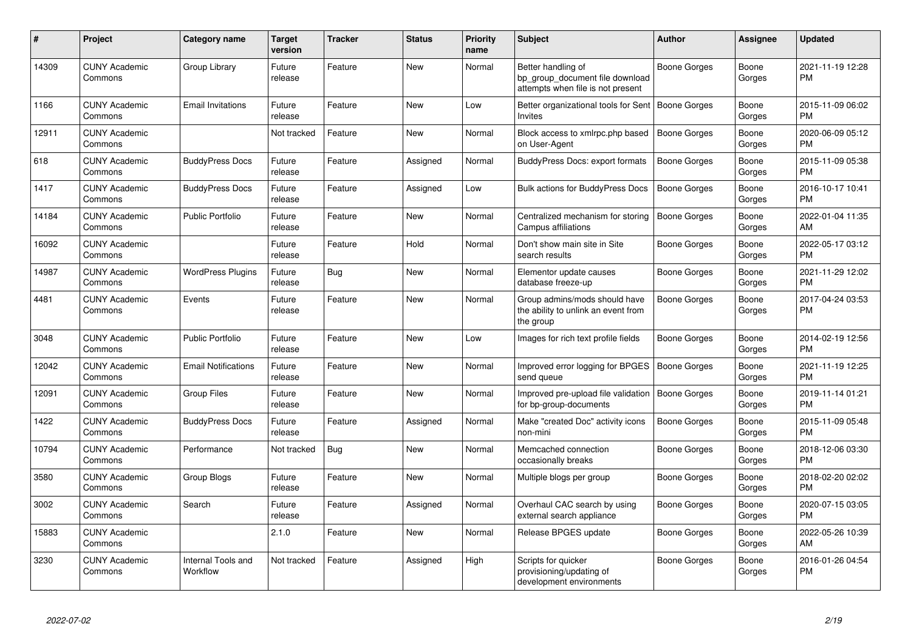| # | Project | Category name | Target version | Tracker | Status | Priority name | Subject | Author | Assignee | Updated |
|---|---|---|---|---|---|---|---|---|---|---|
| 14309 | CUNY Academic Commons | Group Library | Future release | Feature | New | Normal | Better handling of bp_group_document file download attempts when file is not present | Boone Gorges | Boone Gorges | 2021-11-19 12:28 PM |
| 1166 | CUNY Academic Commons | Email Invitations | Future release | Feature | New | Low | Better organizational tools for Sent Invites | Boone Gorges | Boone Gorges | 2015-11-09 06:02 PM |
| 12911 | CUNY Academic Commons | | Not tracked | Feature | New | Normal | Block access to xmlrpc.php based on User-Agent | Boone Gorges | Boone Gorges | 2020-06-09 05:12 PM |
| 618 | CUNY Academic Commons | BuddyPress Docs | Future release | Feature | Assigned | Normal | BuddyPress Docs: export formats | Boone Gorges | Boone Gorges | 2015-11-09 05:38 PM |
| 1417 | CUNY Academic Commons | BuddyPress Docs | Future release | Feature | Assigned | Low | Bulk actions for BuddyPress Docs | Boone Gorges | Boone Gorges | 2016-10-17 10:41 PM |
| 14184 | CUNY Academic Commons | Public Portfolio | Future release | Feature | New | Normal | Centralized mechanism for storing Campus affiliations | Boone Gorges | Boone Gorges | 2022-01-04 11:35 AM |
| 16092 | CUNY Academic Commons | | Future release | Feature | Hold | Normal | Don't show main site in Site search results | Boone Gorges | Boone Gorges | 2022-05-17 03:12 PM |
| 14987 | CUNY Academic Commons | WordPress Plugins | Future release | Bug | New | Normal | Elementor update causes database freeze-up | Boone Gorges | Boone Gorges | 2021-11-29 12:02 PM |
| 4481 | CUNY Academic Commons | Events | Future release | Feature | New | Normal | Group admins/mods should have the ability to unlink an event from the group | Boone Gorges | Boone Gorges | 2017-04-24 03:53 PM |
| 3048 | CUNY Academic Commons | Public Portfolio | Future release | Feature | New | Low | Images for rich text profile fields | Boone Gorges | Boone Gorges | 2014-02-19 12:56 PM |
| 12042 | CUNY Academic Commons | Email Notifications | Future release | Feature | New | Normal | Improved error logging for BPGES send queue | Boone Gorges | Boone Gorges | 2021-11-19 12:25 PM |
| 12091 | CUNY Academic Commons | Group Files | Future release | Feature | New | Normal | Improved pre-upload file validation for bp-group-documents | Boone Gorges | Boone Gorges | 2019-11-14 01:21 PM |
| 1422 | CUNY Academic Commons | BuddyPress Docs | Future release | Feature | Assigned | Normal | Make "created Doc" activity icons non-mini | Boone Gorges | Boone Gorges | 2015-11-09 05:48 PM |
| 10794 | CUNY Academic Commons | Performance | Not tracked | Bug | New | Normal | Memcached connection occasionally breaks | Boone Gorges | Boone Gorges | 2018-12-06 03:30 PM |
| 3580 | CUNY Academic Commons | Group Blogs | Future release | Feature | New | Normal | Multiple blogs per group | Boone Gorges | Boone Gorges | 2018-02-20 02:02 PM |
| 3002 | CUNY Academic Commons | Search | Future release | Feature | Assigned | Normal | Overhaul CAC search by using external search appliance | Boone Gorges | Boone Gorges | 2020-07-15 03:05 PM |
| 15883 | CUNY Academic Commons | | 2.1.0 | Feature | New | Normal | Release BPGES update | Boone Gorges | Boone Gorges | 2022-05-26 10:39 AM |
| 3230 | CUNY Academic Commons | Internal Tools and Workflow | Not tracked | Feature | Assigned | High | Scripts for quicker provisioning/updating of development environments | Boone Gorges | Boone Gorges | 2016-01-26 04:54 PM |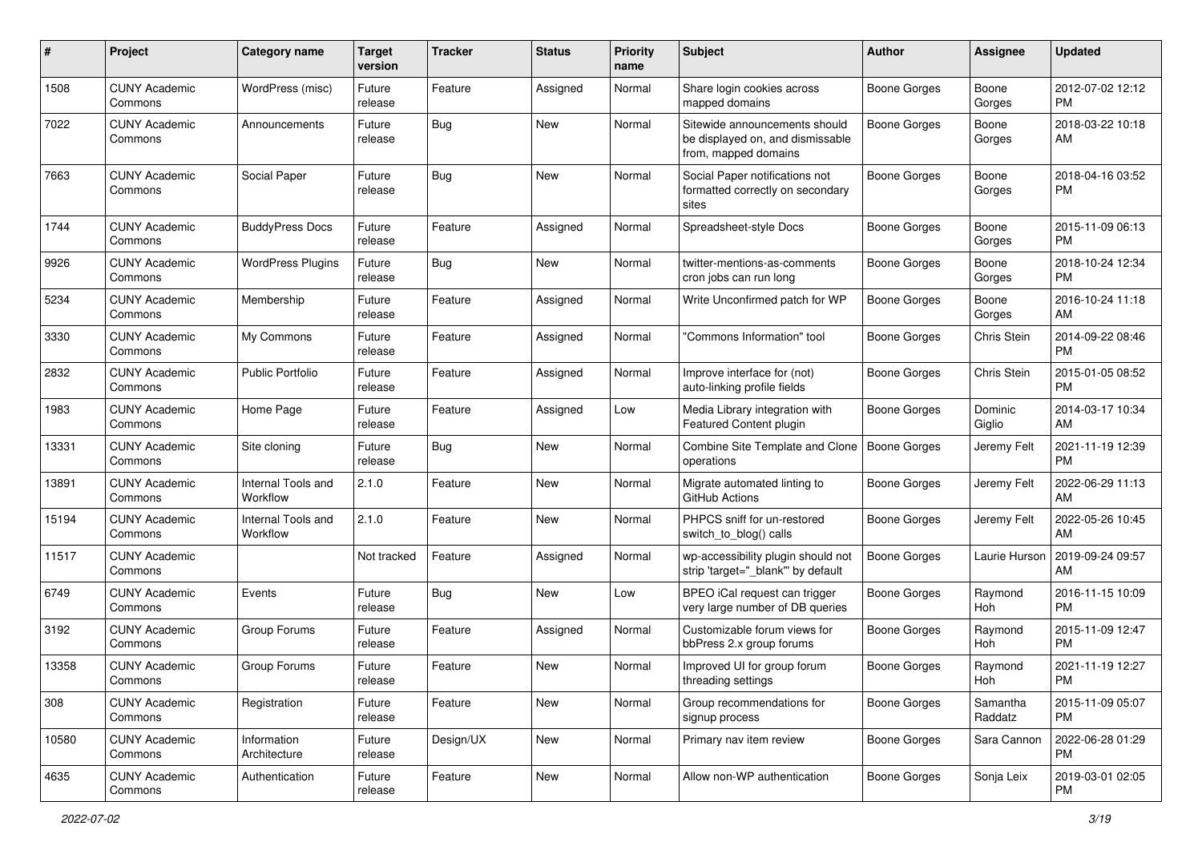| # | Project | Category name | Target version | Tracker | Status | Priority name | Subject | Author | Assignee | Updated |
|---|---|---|---|---|---|---|---|---|---|---|
| 1508 | CUNY Academic Commons | WordPress (misc) | Future release | Feature | Assigned | Normal | Share login cookies across mapped domains | Boone Gorges | Boone Gorges | 2012-07-02 12:12 PM |
| 7022 | CUNY Academic Commons | Announcements | Future release | Bug | New | Normal | Sitewide announcements should be displayed on, and dismissable from, mapped domains | Boone Gorges | Boone Gorges | 2018-03-22 10:18 AM |
| 7663 | CUNY Academic Commons | Social Paper | Future release | Bug | New | Normal | Social Paper notifications not formatted correctly on secondary sites | Boone Gorges | Boone Gorges | 2018-04-16 03:52 PM |
| 1744 | CUNY Academic Commons | BuddyPress Docs | Future release | Feature | Assigned | Normal | Spreadsheet-style Docs | Boone Gorges | Boone Gorges | 2015-11-09 06:13 PM |
| 9926 | CUNY Academic Commons | WordPress Plugins | Future release | Bug | New | Normal | twitter-mentions-as-comments cron jobs can run long | Boone Gorges | Boone Gorges | 2018-10-24 12:34 PM |
| 5234 | CUNY Academic Commons | Membership | Future release | Feature | Assigned | Normal | Write Unconfirmed patch for WP | Boone Gorges | Boone Gorges | 2016-10-24 11:18 AM |
| 3330 | CUNY Academic Commons | My Commons | Future release | Feature | Assigned | Normal | "Commons Information" tool | Boone Gorges | Chris Stein | 2014-09-22 08:46 PM |
| 2832 | CUNY Academic Commons | Public Portfolio | Future release | Feature | Assigned | Normal | Improve interface for (not) auto-linking profile fields | Boone Gorges | Chris Stein | 2015-01-05 08:52 PM |
| 1983 | CUNY Academic Commons | Home Page | Future release | Feature | Assigned | Low | Media Library integration with Featured Content plugin | Boone Gorges | Dominic Giglio | 2014-03-17 10:34 AM |
| 13331 | CUNY Academic Commons | Site cloning | Future release | Bug | New | Normal | Combine Site Template and Clone operations | Boone Gorges | Jeremy Felt | 2021-11-19 12:39 PM |
| 13891 | CUNY Academic Commons | Internal Tools and Workflow | 2.1.0 | Feature | New | Normal | Migrate automated linting to GitHub Actions | Boone Gorges | Jeremy Felt | 2022-06-29 11:13 AM |
| 15194 | CUNY Academic Commons | Internal Tools and Workflow | 2.1.0 | Feature | New | Normal | PHPCS sniff for un-restored switch_to_blog() calls | Boone Gorges | Jeremy Felt | 2022-05-26 10:45 AM |
| 11517 | CUNY Academic Commons | | Not tracked | Feature | Assigned | Normal | wp-accessibility plugin should not strip 'target="_blank"' by default | Boone Gorges | Laurie Hurson | 2019-09-24 09:57 AM |
| 6749 | CUNY Academic Commons | Events | Future release | Bug | New | Low | BPEO iCal request can trigger very large number of DB queries | Boone Gorges | Raymond Hoh | 2016-11-15 10:09 PM |
| 3192 | CUNY Academic Commons | Group Forums | Future release | Feature | Assigned | Normal | Customizable forum views for bbPress 2.x group forums | Boone Gorges | Raymond Hoh | 2015-11-09 12:47 PM |
| 13358 | CUNY Academic Commons | Group Forums | Future release | Feature | New | Normal | Improved UI for group forum threading settings | Boone Gorges | Raymond Hoh | 2021-11-19 12:27 PM |
| 308 | CUNY Academic Commons | Registration | Future release | Feature | New | Normal | Group recommendations for signup process | Boone Gorges | Samantha Raddatz | 2015-11-09 05:07 PM |
| 10580 | CUNY Academic Commons | Information Architecture | Future release | Design/UX | New | Normal | Primary nav item review | Boone Gorges | Sara Cannon | 2022-06-28 01:29 PM |
| 4635 | CUNY Academic Commons | Authentication | Future release | Feature | New | Normal | Allow non-WP authentication | Boone Gorges | Sonja Leix | 2019-03-01 02:05 PM |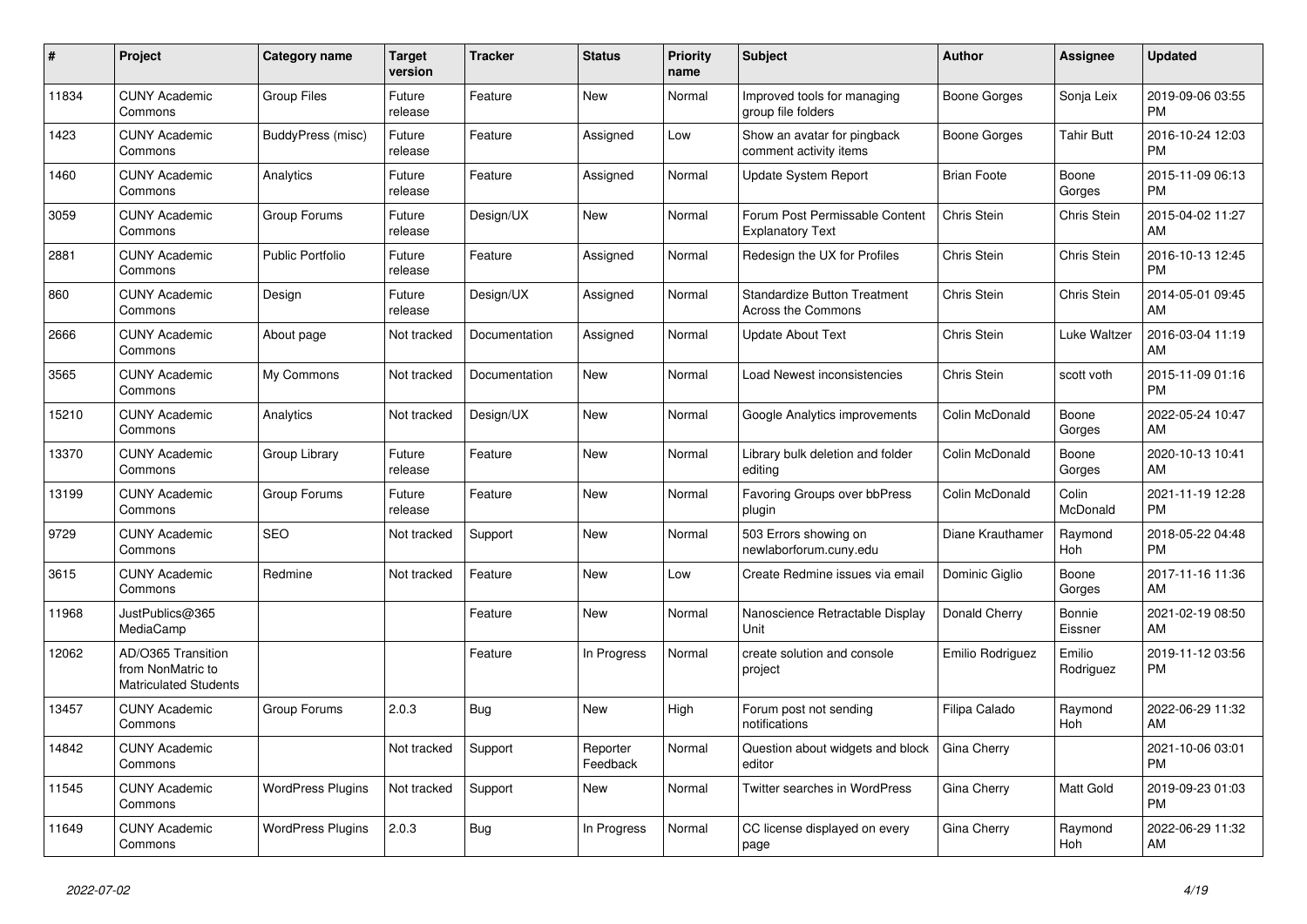| # | Project | Category name | Target version | Tracker | Status | Priority name | Subject | Author | Assignee | Updated |
|---|---|---|---|---|---|---|---|---|---|---|
| 11834 | CUNY Academic Commons | Group Files | Future release | Feature | New | Normal | Improved tools for managing group file folders | Boone Gorges | Sonja Leix | 2019-09-06 03:55 PM |
| 1423 | CUNY Academic Commons | BuddyPress (misc) | Future release | Feature | Assigned | Low | Show an avatar for pingback comment activity items | Boone Gorges | Tahir Butt | 2016-10-24 12:03 PM |
| 1460 | CUNY Academic Commons | Analytics | Future release | Feature | Assigned | Normal | Update System Report | Brian Foote | Boone Gorges | 2015-11-09 06:13 PM |
| 3059 | CUNY Academic Commons | Group Forums | Future release | Design/UX | New | Normal | Forum Post Permissable Content Explanatory Text | Chris Stein | Chris Stein | 2015-04-02 11:27 AM |
| 2881 | CUNY Academic Commons | Public Portfolio | Future release | Feature | Assigned | Normal | Redesign the UX for Profiles | Chris Stein | Chris Stein | 2016-10-13 12:45 PM |
| 860 | CUNY Academic Commons | Design | Future release | Design/UX | Assigned | Normal | Standardize Button Treatment Across the Commons | Chris Stein | Chris Stein | 2014-05-01 09:45 AM |
| 2666 | CUNY Academic Commons | About page | Not tracked | Documentation | Assigned | Normal | Update About Text | Chris Stein | Luke Waltzer | 2016-03-04 11:19 AM |
| 3565 | CUNY Academic Commons | My Commons | Not tracked | Documentation | New | Normal | Load Newest inconsistencies | Chris Stein | scott voth | 2015-11-09 01:16 PM |
| 15210 | CUNY Academic Commons | Analytics | Not tracked | Design/UX | New | Normal | Google Analytics improvements | Colin McDonald | Boone Gorges | 2022-05-24 10:47 AM |
| 13370 | CUNY Academic Commons | Group Library | Future release | Feature | New | Normal | Library bulk deletion and folder editing | Colin McDonald | Boone Gorges | 2020-10-13 10:41 AM |
| 13199 | CUNY Academic Commons | Group Forums | Future release | Feature | New | Normal | Favoring Groups over bbPress plugin | Colin McDonald | Colin McDonald | 2021-11-19 12:28 PM |
| 9729 | CUNY Academic Commons | SEO | Not tracked | Support | New | Normal | 503 Errors showing on newlaborforum.cuny.edu | Diane Krauthamer | Raymond Hoh | 2018-05-22 04:48 PM |
| 3615 | CUNY Academic Commons | Redmine | Not tracked | Feature | New | Low | Create Redmine issues via email | Dominic Giglio | Boone Gorges | 2017-11-16 11:36 AM |
| 11968 | JustPublics@365 MediaCamp | | | Feature | New | Normal | Nanoscience Retractable Display Unit | Donald Cherry | Bonnie Eissner | 2021-02-19 08:50 AM |
| 12062 | AD/O365 Transition from NonMatric to Matriculated Students | | | Feature | In Progress | Normal | create solution and console project | Emilio Rodriguez | Emilio Rodriguez | 2019-11-12 03:56 PM |
| 13457 | CUNY Academic Commons | Group Forums | 2.0.3 | Bug | New | High | Forum post not sending notifications | Filipa Calado | Raymond Hoh | 2022-06-29 11:32 AM |
| 14842 | CUNY Academic Commons | | Not tracked | Support | Reporter Feedback | Normal | Question about widgets and block editor | Gina Cherry | | 2021-10-06 03:01 PM |
| 11545 | CUNY Academic Commons | WordPress Plugins | Not tracked | Support | New | Normal | Twitter searches in WordPress | Gina Cherry | Matt Gold | 2019-09-23 01:03 PM |
| 11649 | CUNY Academic Commons | WordPress Plugins | 2.0.3 | Bug | In Progress | Normal | CC license displayed on every page | Gina Cherry | Raymond Hoh | 2022-06-29 11:32 AM |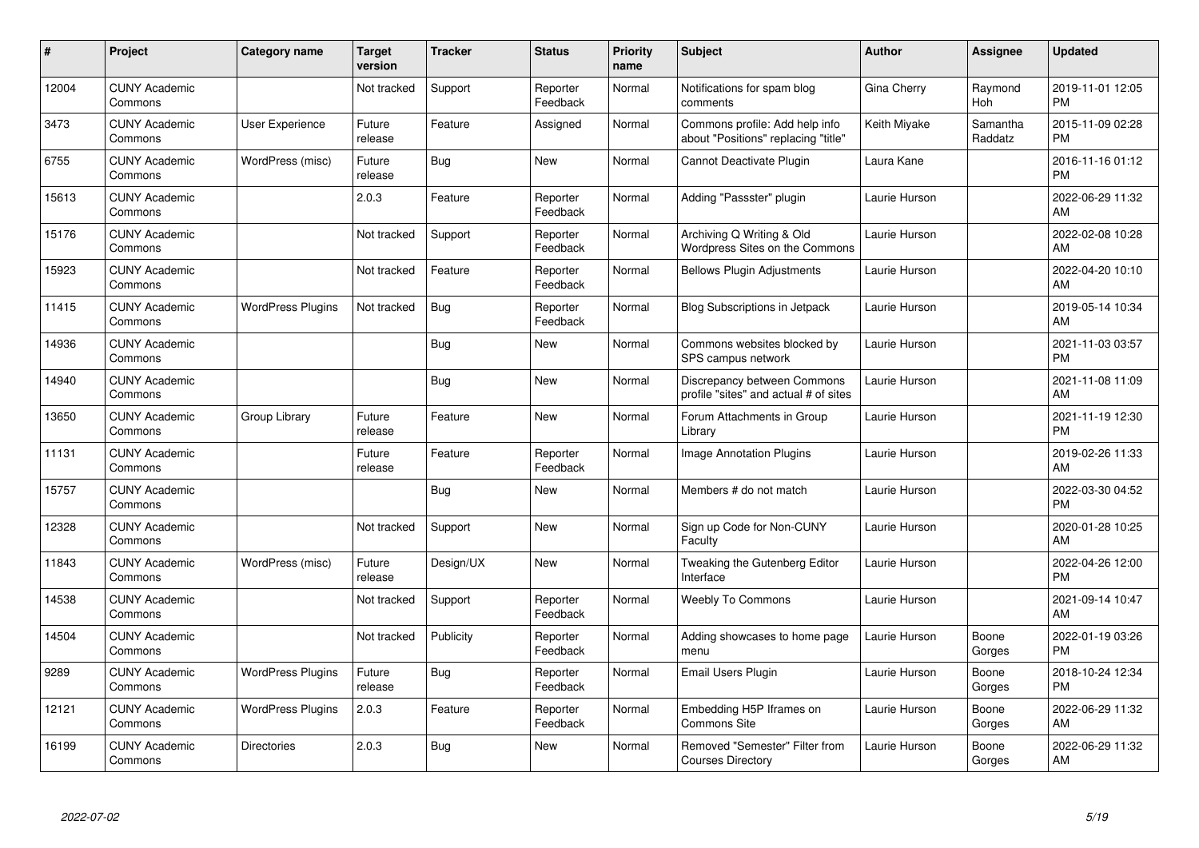| # | Project | Category name | Target version | Tracker | Status | Priority name | Subject | Author | Assignee | Updated |
|---|---|---|---|---|---|---|---|---|---|---|
| 12004 | CUNY Academic Commons | | Not tracked | Support | Reporter Feedback | Normal | Notifications for spam blog comments | Gina Cherry | Raymond Hoh | 2019-11-01 12:05 PM |
| 3473 | CUNY Academic Commons | User Experience | Future release | Feature | Assigned | Normal | Commons profile: Add help info about "Positions" replacing "title" | Keith Miyake | Samantha Raddatz | 2015-11-09 02:28 PM |
| 6755 | CUNY Academic Commons | WordPress (misc) | Future release | Bug | New | Normal | Cannot Deactivate Plugin | Laura Kane | | 2016-11-16 01:12 PM |
| 15613 | CUNY Academic Commons | | 2.0.3 | Feature | Reporter Feedback | Normal | Adding "Passster" plugin | Laurie Hurson | | 2022-06-29 11:32 AM |
| 15176 | CUNY Academic Commons | | Not tracked | Support | Reporter Feedback | Normal | Archiving Q Writing & Old Wordpress Sites on the Commons | Laurie Hurson | | 2022-02-08 10:28 AM |
| 15923 | CUNY Academic Commons | | Not tracked | Feature | Reporter Feedback | Normal | Bellows Plugin Adjustments | Laurie Hurson | | 2022-04-20 10:10 AM |
| 11415 | CUNY Academic Commons | WordPress Plugins | Not tracked | Bug | Reporter Feedback | Normal | Blog Subscriptions in Jetpack | Laurie Hurson | | 2019-05-14 10:34 AM |
| 14936 | CUNY Academic Commons | | | Bug | New | Normal | Commons websites blocked by SPS campus network | Laurie Hurson | | 2021-11-03 03:57 PM |
| 14940 | CUNY Academic Commons | | | Bug | New | Normal | Discrepancy between Commons profile "sites" and actual # of sites | Laurie Hurson | | 2021-11-08 11:09 AM |
| 13650 | CUNY Academic Commons | Group Library | Future release | Feature | New | Normal | Forum Attachments in Group Library | Laurie Hurson | | 2021-11-19 12:30 PM |
| 11131 | CUNY Academic Commons | | Future release | Feature | Reporter Feedback | Normal | Image Annotation Plugins | Laurie Hurson | | 2019-02-26 11:33 AM |
| 15757 | CUNY Academic Commons | | | Bug | New | Normal | Members # do not match | Laurie Hurson | | 2022-03-30 04:52 PM |
| 12328 | CUNY Academic Commons | | Not tracked | Support | New | Normal | Sign up Code for Non-CUNY Faculty | Laurie Hurson | | 2020-01-28 10:25 AM |
| 11843 | CUNY Academic Commons | WordPress (misc) | Future release | Design/UX | New | Normal | Tweaking the Gutenberg Editor Interface | Laurie Hurson | | 2022-04-26 12:00 PM |
| 14538 | CUNY Academic Commons | | Not tracked | Support | Reporter Feedback | Normal | Weebly To Commons | Laurie Hurson | | 2021-09-14 10:47 AM |
| 14504 | CUNY Academic Commons | | Not tracked | Publicity | Reporter Feedback | Normal | Adding showcases to home page menu | Laurie Hurson | Boone Gorges | 2022-01-19 03:26 PM |
| 9289 | CUNY Academic Commons | WordPress Plugins | Future release | Bug | Reporter Feedback | Normal | Email Users Plugin | Laurie Hurson | Boone Gorges | 2018-10-24 12:34 PM |
| 12121 | CUNY Academic Commons | WordPress Plugins | 2.0.3 | Feature | Reporter Feedback | Normal | Embedding H5P Iframes on Commons Site | Laurie Hurson | Boone Gorges | 2022-06-29 11:32 AM |
| 16199 | CUNY Academic Commons | Directories | 2.0.3 | Bug | New | Normal | Removed "Semester" Filter from Courses Directory | Laurie Hurson | Boone Gorges | 2022-06-29 11:32 AM |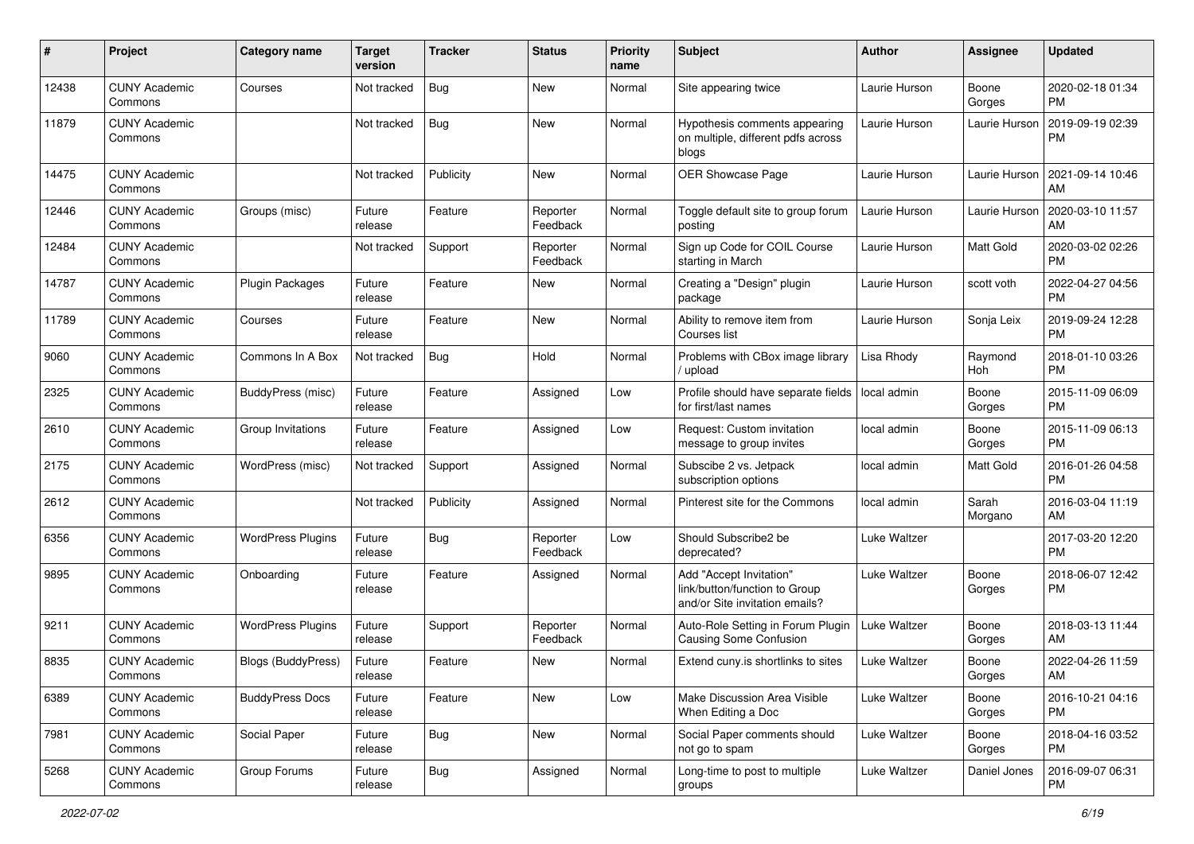| # | Project | Category name | Target version | Tracker | Status | Priority name | Subject | Author | Assignee | Updated |
|---|---|---|---|---|---|---|---|---|---|---|
| 12438 | CUNY Academic Commons | Courses | Not tracked | Bug | New | Normal | Site appearing twice | Laurie Hurson | Boone Gorges | 2020-02-18 01:34 PM |
| 11879 | CUNY Academic Commons | | Not tracked | Bug | New | Normal | Hypothesis comments appearing on multiple, different pdfs across blogs | Laurie Hurson | Laurie Hurson | 2019-09-19 02:39 PM |
| 14475 | CUNY Academic Commons | | Not tracked | Publicity | New | Normal | OER Showcase Page | Laurie Hurson | Laurie Hurson | 2021-09-14 10:46 AM |
| 12446 | CUNY Academic Commons | Groups (misc) | Future release | Feature | Reporter Feedback | Normal | Toggle default site to group forum posting | Laurie Hurson | Laurie Hurson | 2020-03-10 11:57 AM |
| 12484 | CUNY Academic Commons | | Not tracked | Support | Reporter Feedback | Normal | Sign up Code for COIL Course starting in March | Laurie Hurson | Matt Gold | 2020-03-02 02:26 PM |
| 14787 | CUNY Academic Commons | Plugin Packages | Future release | Feature | New | Normal | Creating a "Design" plugin package | Laurie Hurson | scott voth | 2022-04-27 04:56 PM |
| 11789 | CUNY Academic Commons | Courses | Future release | Feature | New | Normal | Ability to remove item from Courses list | Laurie Hurson | Sonja Leix | 2019-09-24 12:28 PM |
| 9060 | CUNY Academic Commons | Commons In A Box | Not tracked | Bug | Hold | Normal | Problems with CBox image library / upload | Lisa Rhody | Raymond Hoh | 2018-01-10 03:26 PM |
| 2325 | CUNY Academic Commons | BuddyPress (misc) | Future release | Feature | Assigned | Low | Profile should have separate fields for first/last names | local admin | Boone Gorges | 2015-11-09 06:09 PM |
| 2610 | CUNY Academic Commons | Group Invitations | Future release | Feature | Assigned | Low | Request: Custom invitation message to group invites | local admin | Boone Gorges | 2015-11-09 06:13 PM |
| 2175 | CUNY Academic Commons | WordPress (misc) | Not tracked | Support | Assigned | Normal | Subscibe 2 vs. Jetpack subscription options | local admin | Matt Gold | 2016-01-26 04:58 PM |
| 2612 | CUNY Academic Commons | | Not tracked | Publicity | Assigned | Normal | Pinterest site for the Commons | local admin | Sarah Morgano | 2016-03-04 11:19 AM |
| 6356 | CUNY Academic Commons | WordPress Plugins | Future release | Bug | Reporter Feedback | Low | Should Subscribe2 be deprecated? | Luke Waltzer | | 2017-03-20 12:20 PM |
| 9895 | CUNY Academic Commons | Onboarding | Future release | Feature | Assigned | Normal | Add "Accept Invitation" link/button/function to Group and/or Site invitation emails? | Luke Waltzer | Boone Gorges | 2018-06-07 12:42 PM |
| 9211 | CUNY Academic Commons | WordPress Plugins | Future release | Support | Reporter Feedback | Normal | Auto-Role Setting in Forum Plugin Causing Some Confusion | Luke Waltzer | Boone Gorges | 2018-03-13 11:44 AM |
| 8835 | CUNY Academic Commons | Blogs (BuddyPress) | Future release | Feature | New | Normal | Extend cuny.is shortlinks to sites | Luke Waltzer | Boone Gorges | 2022-04-26 11:59 AM |
| 6389 | CUNY Academic Commons | BuddyPress Docs | Future release | Feature | New | Low | Make Discussion Area Visible When Editing a Doc | Luke Waltzer | Boone Gorges | 2016-10-21 04:16 PM |
| 7981 | CUNY Academic Commons | Social Paper | Future release | Bug | New | Normal | Social Paper comments should not go to spam | Luke Waltzer | Boone Gorges | 2018-04-16 03:52 PM |
| 5268 | CUNY Academic Commons | Group Forums | Future release | Bug | Assigned | Normal | Long-time to post to multiple groups | Luke Waltzer | Daniel Jones | 2016-09-07 06:31 PM |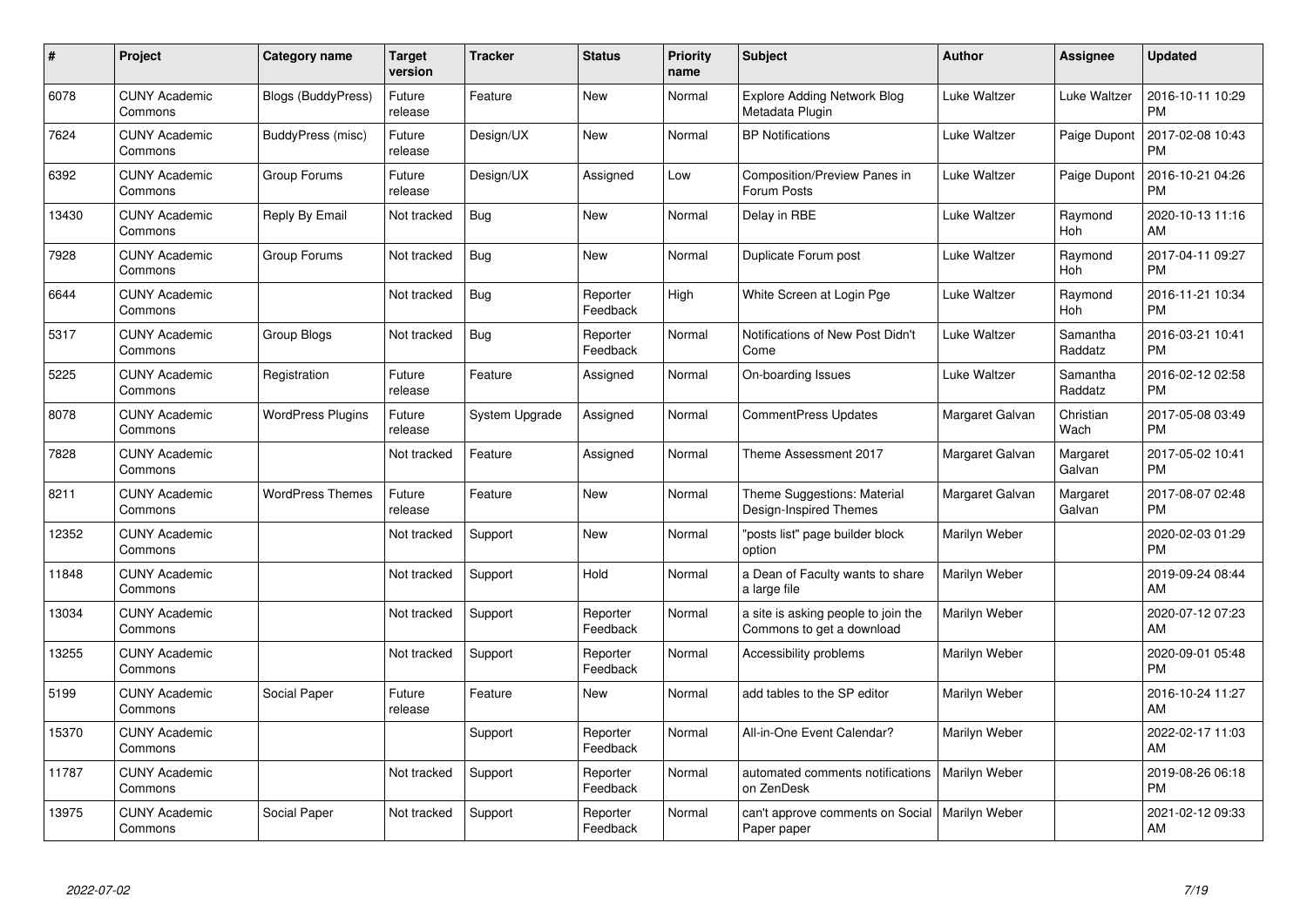| # | Project | Category name | Target version | Tracker | Status | Priority name | Subject | Author | Assignee | Updated |
|---|---|---|---|---|---|---|---|---|---|---|
| 6078 | CUNY Academic Commons | Blogs (BuddyPress) | Future release | Feature | New | Normal | Explore Adding Network Blog Metadata Plugin | Luke Waltzer | Luke Waltzer | 2016-10-11 10:29 PM |
| 7624 | CUNY Academic Commons | BuddyPress (misc) | Future release | Design/UX | New | Normal | BP Notifications | Luke Waltzer | Paige Dupont | 2017-02-08 10:43 PM |
| 6392 | CUNY Academic Commons | Group Forums | Future release | Design/UX | Assigned | Low | Composition/Preview Panes in Forum Posts | Luke Waltzer | Paige Dupont | 2016-10-21 04:26 PM |
| 13430 | CUNY Academic Commons | Reply By Email | Not tracked | Bug | New | Normal | Delay in RBE | Luke Waltzer | Raymond Hoh | 2020-10-13 11:16 AM |
| 7928 | CUNY Academic Commons | Group Forums | Not tracked | Bug | New | Normal | Duplicate Forum post | Luke Waltzer | Raymond Hoh | 2017-04-11 09:27 PM |
| 6644 | CUNY Academic Commons | | Not tracked | Bug | Reporter Feedback | High | White Screen at Login Pge | Luke Waltzer | Raymond Hoh | 2016-11-21 10:34 PM |
| 5317 | CUNY Academic Commons | Group Blogs | Not tracked | Bug | Reporter Feedback | Normal | Notifications of New Post Didn't Come | Luke Waltzer | Samantha Raddatz | 2016-03-21 10:41 PM |
| 5225 | CUNY Academic Commons | Registration | Future release | Feature | Assigned | Normal | On-boarding Issues | Luke Waltzer | Samantha Raddatz | 2016-02-12 02:58 PM |
| 8078 | CUNY Academic Commons | WordPress Plugins | Future release | System Upgrade | Assigned | Normal | CommentPress Updates | Margaret Galvan | Christian Wach | 2017-05-08 03:49 PM |
| 7828 | CUNY Academic Commons | | Not tracked | Feature | Assigned | Normal | Theme Assessment 2017 | Margaret Galvan | Margaret Galvan | 2017-05-02 10:41 PM |
| 8211 | CUNY Academic Commons | WordPress Themes | Future release | Feature | New | Normal | Theme Suggestions: Material Design-Inspired Themes | Margaret Galvan | Margaret Galvan | 2017-08-07 02:48 PM |
| 12352 | CUNY Academic Commons | | Not tracked | Support | New | Normal | "posts list" page builder block option | Marilyn Weber | | 2020-02-03 01:29 PM |
| 11848 | CUNY Academic Commons | | Not tracked | Support | Hold | Normal | a Dean of Faculty wants to share a large file | Marilyn Weber | | 2019-09-24 08:44 AM |
| 13034 | CUNY Academic Commons | | Not tracked | Support | Reporter Feedback | Normal | a site is asking people to join the Commons to get a download | Marilyn Weber | | 2020-07-12 07:23 AM |
| 13255 | CUNY Academic Commons | | Not tracked | Support | Reporter Feedback | Normal | Accessibility problems | Marilyn Weber | | 2020-09-01 05:48 PM |
| 5199 | CUNY Academic Commons | Social Paper | Future release | Feature | New | Normal | add tables to the SP editor | Marilyn Weber | | 2016-10-24 11:27 AM |
| 15370 | CUNY Academic Commons | | | Support | Reporter Feedback | Normal | All-in-One Event Calendar? | Marilyn Weber | | 2022-02-17 11:03 AM |
| 11787 | CUNY Academic Commons | | Not tracked | Support | Reporter Feedback | Normal | automated comments notifications on ZenDesk | Marilyn Weber | | 2019-08-26 06:18 PM |
| 13975 | CUNY Academic Commons | Social Paper | Not tracked | Support | Reporter Feedback | Normal | can't approve comments on Social Paper paper | Marilyn Weber | | 2021-02-12 09:33 AM |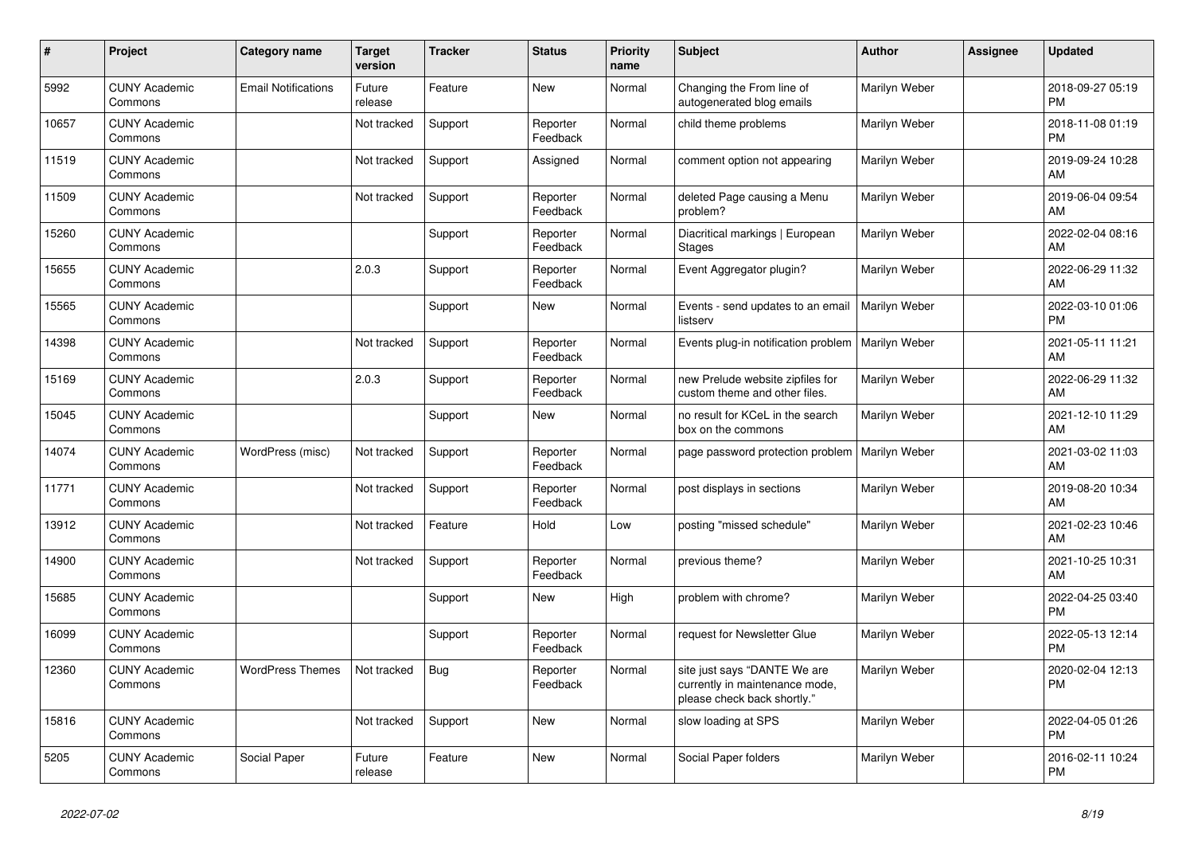| # | Project | Category name | Target version | Tracker | Status | Priority name | Subject | Author | Assignee | Updated |
|---|---|---|---|---|---|---|---|---|---|---|
| 5992 | CUNY Academic Commons | Email Notifications | Future release | Feature | New | Normal | Changing the From line of autogenerated blog emails | Marilyn Weber | | 2018-09-27 05:19 PM |
| 10657 | CUNY Academic Commons | | Not tracked | Support | Reporter Feedback | Normal | child theme problems | Marilyn Weber | | 2018-11-08 01:19 PM |
| 11519 | CUNY Academic Commons | | Not tracked | Support | Assigned | Normal | comment option not appearing | Marilyn Weber | | 2019-09-24 10:28 AM |
| 11509 | CUNY Academic Commons | | Not tracked | Support | Reporter Feedback | Normal | deleted Page causing a Menu problem? | Marilyn Weber | | 2019-06-04 09:54 AM |
| 15260 | CUNY Academic Commons | | | Support | Reporter Feedback | Normal | Diacritical markings \| European Stages | Marilyn Weber | | 2022-02-04 08:16 AM |
| 15655 | CUNY Academic Commons | | 2.0.3 | Support | Reporter Feedback | Normal | Event Aggregator plugin? | Marilyn Weber | | 2022-06-29 11:32 AM |
| 15565 | CUNY Academic Commons | | | Support | New | Normal | Events - send updates to an email listserv | Marilyn Weber | | 2022-03-10 01:06 PM |
| 14398 | CUNY Academic Commons | | Not tracked | Support | Reporter Feedback | Normal | Events plug-in notification problem | Marilyn Weber | | 2021-05-11 11:21 AM |
| 15169 | CUNY Academic Commons | | 2.0.3 | Support | Reporter Feedback | Normal | new Prelude website zipfiles for custom theme and other files. | Marilyn Weber | | 2022-06-29 11:32 AM |
| 15045 | CUNY Academic Commons | | | Support | New | Normal | no result for KCeL in the search box on the commons | Marilyn Weber | | 2021-12-10 11:29 AM |
| 14074 | CUNY Academic Commons | WordPress (misc) | Not tracked | Support | Reporter Feedback | Normal | page password protection problem | Marilyn Weber | | 2021-03-02 11:03 AM |
| 11771 | CUNY Academic Commons | | Not tracked | Support | Reporter Feedback | Normal | post displays in sections | Marilyn Weber | | 2019-08-20 10:34 AM |
| 13912 | CUNY Academic Commons | | Not tracked | Feature | Hold | Low | posting "missed schedule" | Marilyn Weber | | 2021-02-23 10:46 AM |
| 14900 | CUNY Academic Commons | | Not tracked | Support | Reporter Feedback | Normal | previous theme? | Marilyn Weber | | 2021-10-25 10:31 AM |
| 15685 | CUNY Academic Commons | | | Support | New | High | problem with chrome? | Marilyn Weber | | 2022-04-25 03:40 PM |
| 16099 | CUNY Academic Commons | | | Support | Reporter Feedback | Normal | request for Newsletter Glue | Marilyn Weber | | 2022-05-13 12:14 PM |
| 12360 | CUNY Academic Commons | WordPress Themes | Not tracked | Bug | Reporter Feedback | Normal | site just says "DANTE We are currently in maintenance mode, please check back shortly." | Marilyn Weber | | 2020-02-04 12:13 PM |
| 15816 | CUNY Academic Commons | | Not tracked | Support | New | Normal | slow loading at SPS | Marilyn Weber | | 2022-04-05 01:26 PM |
| 5205 | CUNY Academic Commons | Social Paper | Future release | Feature | New | Normal | Social Paper folders | Marilyn Weber | | 2016-02-11 10:24 PM |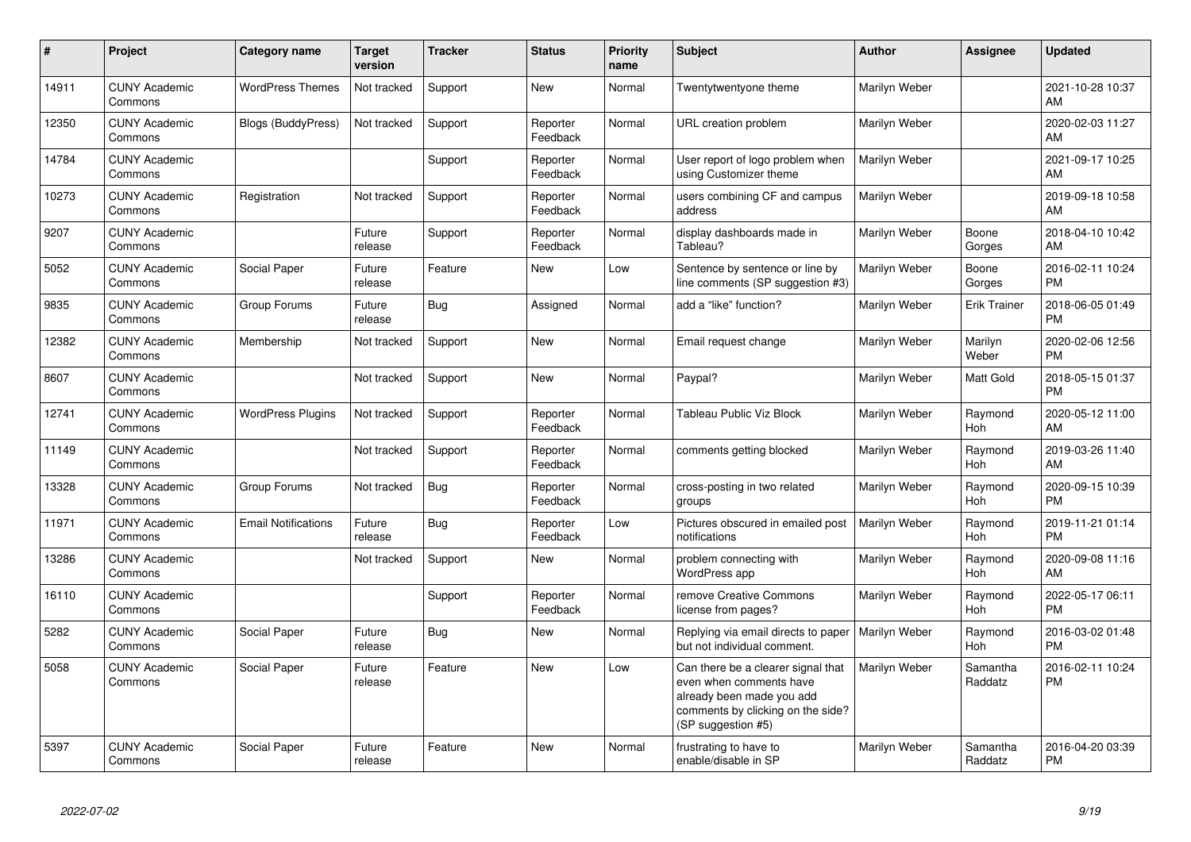| # | Project | Category name | Target version | Tracker | Status | Priority name | Subject | Author | Assignee | Updated |
|---|---|---|---|---|---|---|---|---|---|---|
| 14911 | CUNY Academic Commons | WordPress Themes | Not tracked | Support | New | Normal | Twentytwentyone theme | Marilyn Weber | | 2021-10-28 10:37 AM |
| 12350 | CUNY Academic Commons | Blogs (BuddyPress) | Not tracked | Support | Reporter Feedback | Normal | URL creation problem | Marilyn Weber | | 2020-02-03 11:27 AM |
| 14784 | CUNY Academic Commons | | | Support | Reporter Feedback | Normal | User report of logo problem when using Customizer theme | Marilyn Weber | | 2021-09-17 10:25 AM |
| 10273 | CUNY Academic Commons | Registration | Not tracked | Support | Reporter Feedback | Normal | users combining CF and campus address | Marilyn Weber | | 2019-09-18 10:58 AM |
| 9207 | CUNY Academic Commons | | Future release | Support | Reporter Feedback | Normal | display dashboards made in Tableau? | Marilyn Weber | Boone Gorges | 2018-04-10 10:42 AM |
| 5052 | CUNY Academic Commons | Social Paper | Future release | Feature | New | Low | Sentence by sentence or line by line comments (SP suggestion #3) | Marilyn Weber | Boone Gorges | 2016-02-11 10:24 PM |
| 9835 | CUNY Academic Commons | Group Forums | Future release | Bug | Assigned | Normal | add a "like" function? | Marilyn Weber | Erik Trainer | 2018-06-05 01:49 PM |
| 12382 | CUNY Academic Commons | Membership | Not tracked | Support | New | Normal | Email request change | Marilyn Weber | Marilyn Weber | 2020-02-06 12:56 PM |
| 8607 | CUNY Academic Commons | | Not tracked | Support | New | Normal | Paypal? | Marilyn Weber | Matt Gold | 2018-05-15 01:37 PM |
| 12741 | CUNY Academic Commons | WordPress Plugins | Not tracked | Support | Reporter Feedback | Normal | Tableau Public Viz Block | Marilyn Weber | Raymond Hoh | 2020-05-12 11:00 AM |
| 11149 | CUNY Academic Commons | | Not tracked | Support | Reporter Feedback | Normal | comments getting blocked | Marilyn Weber | Raymond Hoh | 2019-03-26 11:40 AM |
| 13328 | CUNY Academic Commons | Group Forums | Not tracked | Bug | Reporter Feedback | Normal | cross-posting in two related groups | Marilyn Weber | Raymond Hoh | 2020-09-15 10:39 PM |
| 11971 | CUNY Academic Commons | Email Notifications | Future release | Bug | Reporter Feedback | Low | Pictures obscured in emailed post notifications | Marilyn Weber | Raymond Hoh | 2019-11-21 01:14 PM |
| 13286 | CUNY Academic Commons | | Not tracked | Support | New | Normal | problem connecting with WordPress app | Marilyn Weber | Raymond Hoh | 2020-09-08 11:16 AM |
| 16110 | CUNY Academic Commons | | | Support | Reporter Feedback | Normal | remove Creative Commons license from pages? | Marilyn Weber | Raymond Hoh | 2022-05-17 06:11 PM |
| 5282 | CUNY Academic Commons | Social Paper | Future release | Bug | New | Normal | Replying via email directs to paper but not individual comment. | Marilyn Weber | Raymond Hoh | 2016-03-02 01:48 PM |
| 5058 | CUNY Academic Commons | Social Paper | Future release | Feature | New | Low | Can there be a clearer signal that even when comments have already been made you add comments by clicking on the side? (SP suggestion #5) | Marilyn Weber | Samantha Raddatz | 2016-02-11 10:24 PM |
| 5397 | CUNY Academic Commons | Social Paper | Future release | Feature | New | Normal | frustrating to have to enable/disable in SP | Marilyn Weber | Samantha Raddatz | 2016-04-20 03:39 PM |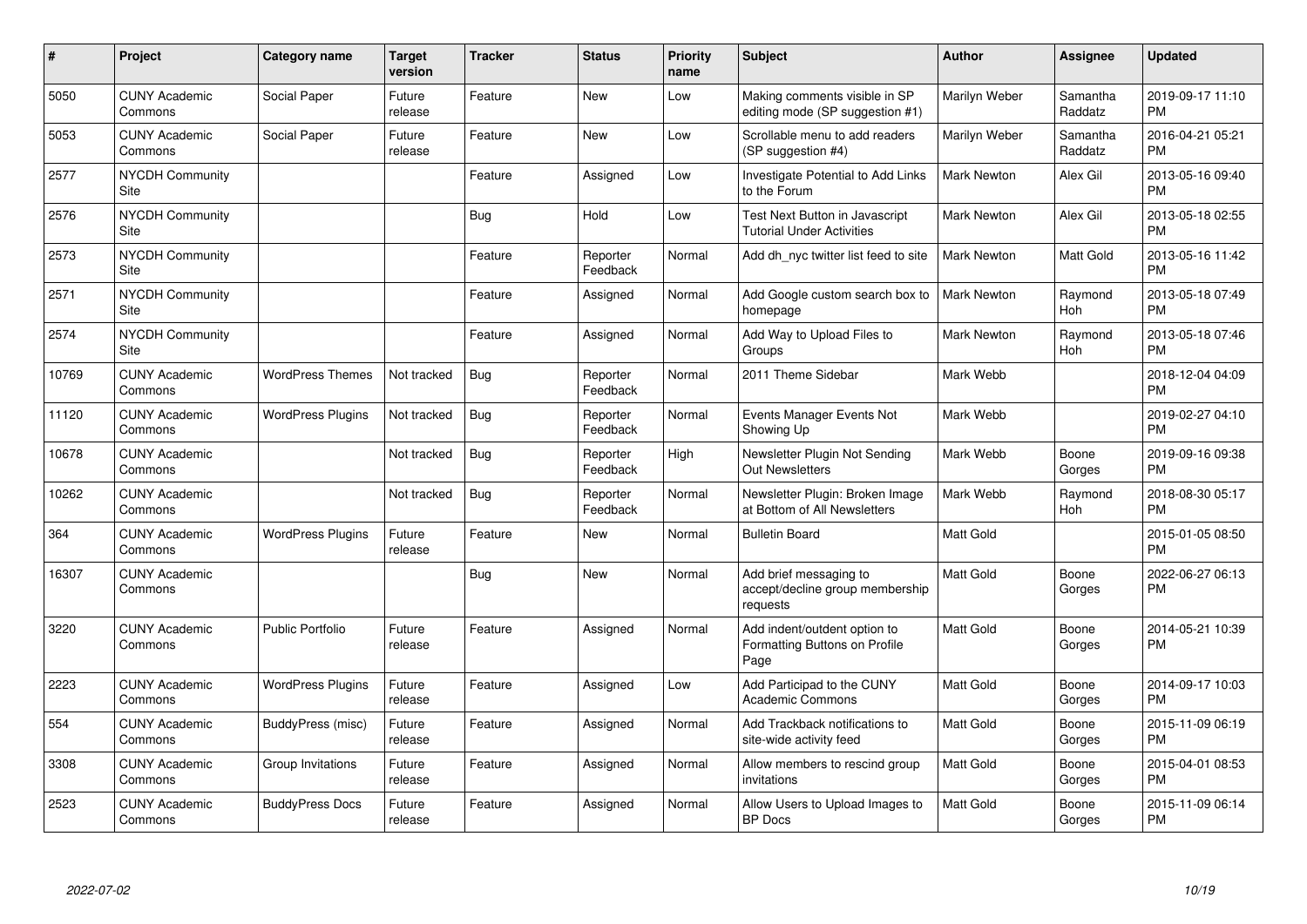| # | Project | Category name | Target version | Tracker | Status | Priority name | Subject | Author | Assignee | Updated |
|---|---|---|---|---|---|---|---|---|---|---|
| 5050 | CUNY Academic Commons | Social Paper | Future release | Feature | New | Low | Making comments visible in SP editing mode (SP suggestion #1) | Marilyn Weber | Samantha Raddatz | 2019-09-17 11:10 PM |
| 5053 | CUNY Academic Commons | Social Paper | Future release | Feature | New | Low | Scrollable menu to add readers (SP suggestion #4) | Marilyn Weber | Samantha Raddatz | 2016-04-21 05:21 PM |
| 2577 | NYCDH Community Site | | | Feature | Assigned | Low | Investigate Potential to Add Links to the Forum | Mark Newton | Alex Gil | 2013-05-16 09:40 PM |
| 2576 | NYCDH Community Site | | | Bug | Hold | Low | Test Next Button in Javascript Tutorial Under Activities | Mark Newton | Alex Gil | 2013-05-18 02:55 PM |
| 2573 | NYCDH Community Site | | | Feature | Reporter Feedback | Normal | Add dh_nyc twitter list feed to site | Mark Newton | Matt Gold | 2013-05-16 11:42 PM |
| 2571 | NYCDH Community Site | | | Feature | Assigned | Normal | Add Google custom search box to homepage | Mark Newton | Raymond Hoh | 2013-05-18 07:49 PM |
| 2574 | NYCDH Community Site | | | Feature | Assigned | Normal | Add Way to Upload Files to Groups | Mark Newton | Raymond Hoh | 2013-05-18 07:46 PM |
| 10769 | CUNY Academic Commons | WordPress Themes | Not tracked | Bug | Reporter Feedback | Normal | 2011 Theme Sidebar | Mark Webb | | 2018-12-04 04:09 PM |
| 11120 | CUNY Academic Commons | WordPress Plugins | Not tracked | Bug | Reporter Feedback | Normal | Events Manager Events Not Showing Up | Mark Webb | | 2019-02-27 04:10 PM |
| 10678 | CUNY Academic Commons | | Not tracked | Bug | Reporter Feedback | High | Newsletter Plugin Not Sending Out Newsletters | Mark Webb | Boone Gorges | 2019-09-16 09:38 PM |
| 10262 | CUNY Academic Commons | | Not tracked | Bug | Reporter Feedback | Normal | Newsletter Plugin: Broken Image at Bottom of All Newsletters | Mark Webb | Raymond Hoh | 2018-08-30 05:17 PM |
| 364 | CUNY Academic Commons | WordPress Plugins | Future release | Feature | New | Normal | Bulletin Board | Matt Gold | | 2015-01-05 08:50 PM |
| 16307 | CUNY Academic Commons | | | Bug | New | Normal | Add brief messaging to accept/decline group membership requests | Matt Gold | Boone Gorges | 2022-06-27 06:13 PM |
| 3220 | CUNY Academic Commons | Public Portfolio | Future release | Feature | Assigned | Normal | Add indent/outdent option to Formatting Buttons on Profile Page | Matt Gold | Boone Gorges | 2014-05-21 10:39 PM |
| 2223 | CUNY Academic Commons | WordPress Plugins | Future release | Feature | Assigned | Low | Add Participad to the CUNY Academic Commons | Matt Gold | Boone Gorges | 2014-09-17 10:03 PM |
| 554 | CUNY Academic Commons | BuddyPress (misc) | Future release | Feature | Assigned | Normal | Add Trackback notifications to site-wide activity feed | Matt Gold | Boone Gorges | 2015-11-09 06:19 PM |
| 3308 | CUNY Academic Commons | Group Invitations | Future release | Feature | Assigned | Normal | Allow members to rescind group invitations | Matt Gold | Boone Gorges | 2015-04-01 08:53 PM |
| 2523 | CUNY Academic Commons | BuddyPress Docs | Future release | Feature | Assigned | Normal | Allow Users to Upload Images to BP Docs | Matt Gold | Boone Gorges | 2015-11-09 06:14 PM |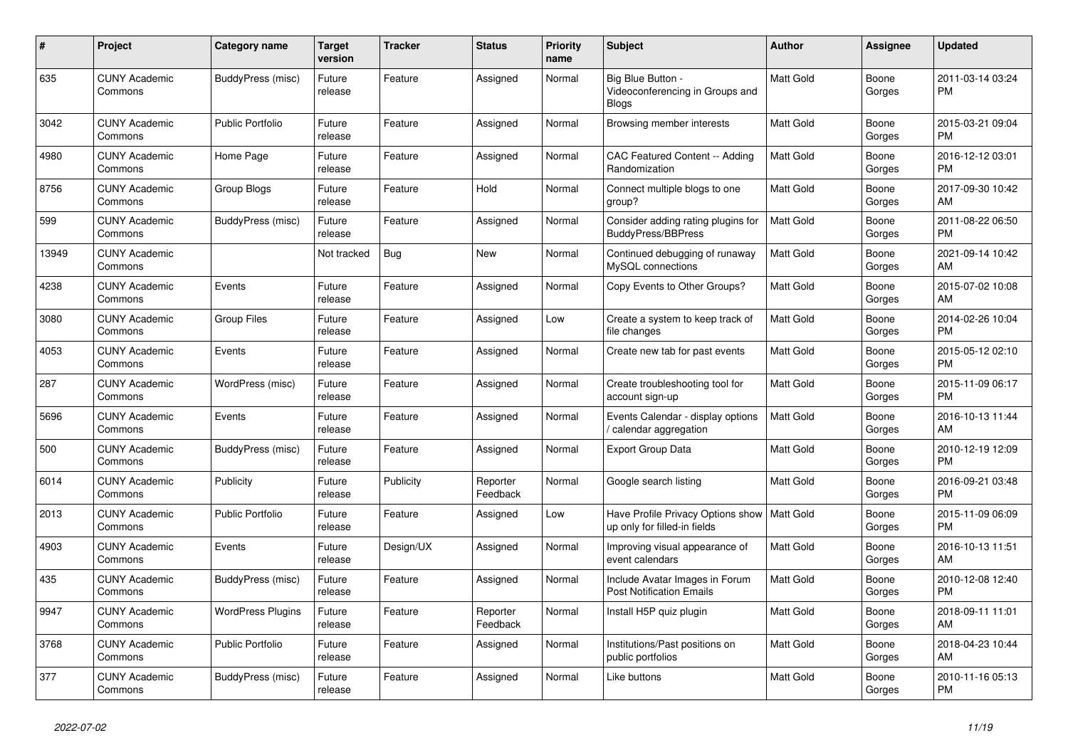| # | Project | Category name | Target version | Tracker | Status | Priority name | Subject | Author | Assignee | Updated |
|---|---|---|---|---|---|---|---|---|---|---|
| 635 | CUNY Academic Commons | BuddyPress (misc) | Future release | Feature | Assigned | Normal | Big Blue Button - Videoconferencing in Groups and Blogs | Matt Gold | Boone Gorges | 2011-03-14 03:24 PM |
| 3042 | CUNY Academic Commons | Public Portfolio | Future release | Feature | Assigned | Normal | Browsing member interests | Matt Gold | Boone Gorges | 2015-03-21 09:04 PM |
| 4980 | CUNY Academic Commons | Home Page | Future release | Feature | Assigned | Normal | CAC Featured Content -- Adding Randomization | Matt Gold | Boone Gorges | 2016-12-12 03:01 PM |
| 8756 | CUNY Academic Commons | Group Blogs | Future release | Feature | Hold | Normal | Connect multiple blogs to one group? | Matt Gold | Boone Gorges | 2017-09-30 10:42 AM |
| 599 | CUNY Academic Commons | BuddyPress (misc) | Future release | Feature | Assigned | Normal | Consider adding rating plugins for BuddyPress/BBPress | Matt Gold | Boone Gorges | 2011-08-22 06:50 PM |
| 13949 | CUNY Academic Commons | | Not tracked | Bug | New | Normal | Continued debugging of runaway MySQL connections | Matt Gold | Boone Gorges | 2021-09-14 10:42 AM |
| 4238 | CUNY Academic Commons | Events | Future release | Feature | Assigned | Normal | Copy Events to Other Groups? | Matt Gold | Boone Gorges | 2015-07-02 10:08 AM |
| 3080 | CUNY Academic Commons | Group Files | Future release | Feature | Assigned | Low | Create a system to keep track of file changes | Matt Gold | Boone Gorges | 2014-02-26 10:04 PM |
| 4053 | CUNY Academic Commons | Events | Future release | Feature | Assigned | Normal | Create new tab for past events | Matt Gold | Boone Gorges | 2015-05-12 02:10 PM |
| 287 | CUNY Academic Commons | WordPress (misc) | Future release | Feature | Assigned | Normal | Create troubleshooting tool for account sign-up | Matt Gold | Boone Gorges | 2015-11-09 06:17 PM |
| 5696 | CUNY Academic Commons | Events | Future release | Feature | Assigned | Normal | Events Calendar - display options / calendar aggregation | Matt Gold | Boone Gorges | 2016-10-13 11:44 AM |
| 500 | CUNY Academic Commons | BuddyPress (misc) | Future release | Feature | Assigned | Normal | Export Group Data | Matt Gold | Boone Gorges | 2010-12-19 12:09 PM |
| 6014 | CUNY Academic Commons | Publicity | Future release | Publicity | Reporter Feedback | Normal | Google search listing | Matt Gold | Boone Gorges | 2016-09-21 03:48 PM |
| 2013 | CUNY Academic Commons | Public Portfolio | Future release | Feature | Assigned | Low | Have Profile Privacy Options show up only for filled-in fields | Matt Gold | Boone Gorges | 2015-11-09 06:09 PM |
| 4903 | CUNY Academic Commons | Events | Future release | Design/UX | Assigned | Normal | Improving visual appearance of event calendars | Matt Gold | Boone Gorges | 2016-10-13 11:51 AM |
| 435 | CUNY Academic Commons | BuddyPress (misc) | Future release | Feature | Assigned | Normal | Include Avatar Images in Forum Post Notification Emails | Matt Gold | Boone Gorges | 2010-12-08 12:40 PM |
| 9947 | CUNY Academic Commons | WordPress Plugins | Future release | Feature | Reporter Feedback | Normal | Install H5P quiz plugin | Matt Gold | Boone Gorges | 2018-09-11 11:01 AM |
| 3768 | CUNY Academic Commons | Public Portfolio | Future release | Feature | Assigned | Normal | Institutions/Past positions on public portfolios | Matt Gold | Boone Gorges | 2018-04-23 10:44 AM |
| 377 | CUNY Academic Commons | BuddyPress (misc) | Future release | Feature | Assigned | Normal | Like buttons | Matt Gold | Boone Gorges | 2010-11-16 05:13 PM |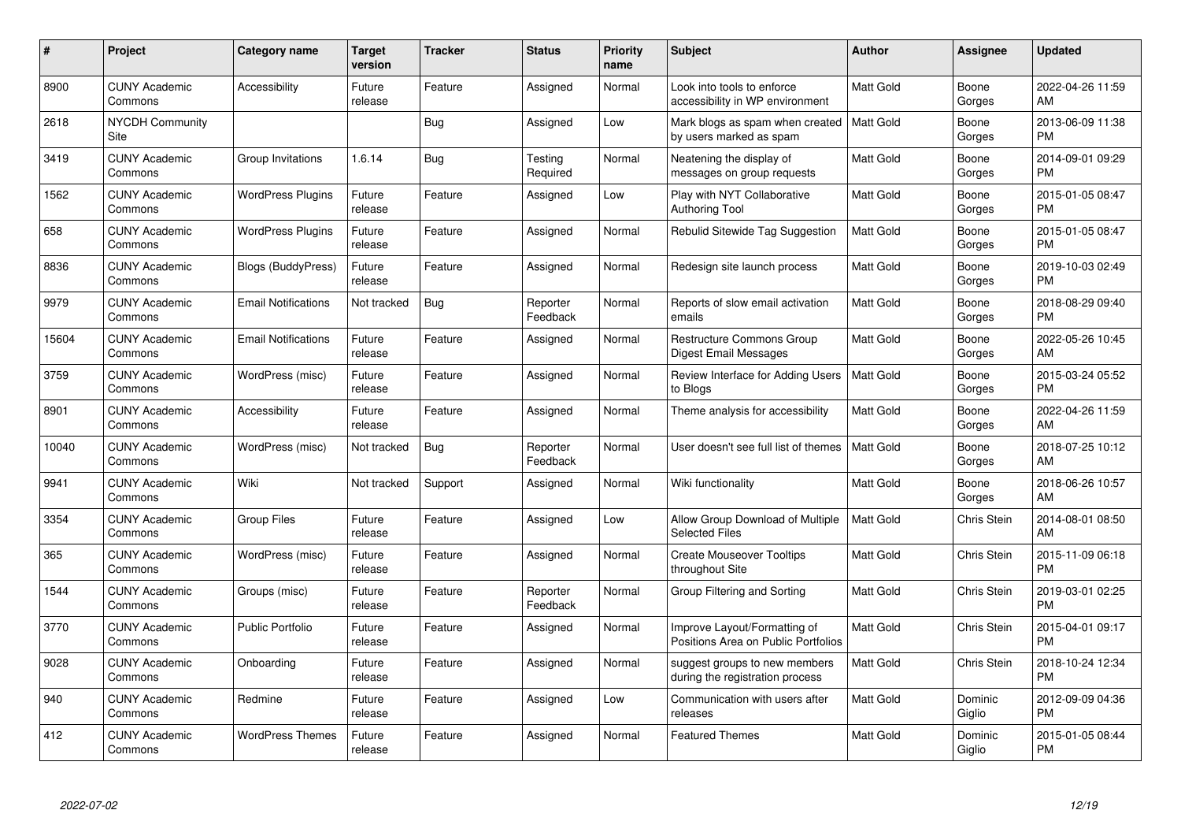| # | Project | Category name | Target version | Tracker | Status | Priority name | Subject | Author | Assignee | Updated |
|---|---|---|---|---|---|---|---|---|---|---|
| 8900 | CUNY Academic Commons | Accessibility | Future release | Feature | Assigned | Normal | Look into tools to enforce accessibility in WP environment | Matt Gold | Boone Gorges | 2022-04-26 11:59 AM |
| 2618 | NYCDH Community Site | | | Bug | Assigned | Low | Mark blogs as spam when created by users marked as spam | Matt Gold | Boone Gorges | 2013-06-09 11:38 PM |
| 3419 | CUNY Academic Commons | Group Invitations | 1.6.14 | Bug | Testing Required | Normal | Neatening the display of messages on group requests | Matt Gold | Boone Gorges | 2014-09-01 09:29 PM |
| 1562 | CUNY Academic Commons | WordPress Plugins | Future release | Feature | Assigned | Low | Play with NYT Collaborative Authoring Tool | Matt Gold | Boone Gorges | 2015-01-05 08:47 PM |
| 658 | CUNY Academic Commons | WordPress Plugins | Future release | Feature | Assigned | Normal | Rebulid Sitewide Tag Suggestion | Matt Gold | Boone Gorges | 2015-01-05 08:47 PM |
| 8836 | CUNY Academic Commons | Blogs (BuddyPress) | Future release | Feature | Assigned | Normal | Redesign site launch process | Matt Gold | Boone Gorges | 2019-10-03 02:49 PM |
| 9979 | CUNY Academic Commons | Email Notifications | Not tracked | Bug | Reporter Feedback | Normal | Reports of slow email activation emails | Matt Gold | Boone Gorges | 2018-08-29 09:40 PM |
| 15604 | CUNY Academic Commons | Email Notifications | Future release | Feature | Assigned | Normal | Restructure Commons Group Digest Email Messages | Matt Gold | Boone Gorges | 2022-05-26 10:45 AM |
| 3759 | CUNY Academic Commons | WordPress (misc) | Future release | Feature | Assigned | Normal | Review Interface for Adding Users to Blogs | Matt Gold | Boone Gorges | 2015-03-24 05:52 PM |
| 8901 | CUNY Academic Commons | Accessibility | Future release | Feature | Assigned | Normal | Theme analysis for accessibility | Matt Gold | Boone Gorges | 2022-04-26 11:59 AM |
| 10040 | CUNY Academic Commons | WordPress (misc) | Not tracked | Bug | Reporter Feedback | Normal | User doesn't see full list of themes | Matt Gold | Boone Gorges | 2018-07-25 10:12 AM |
| 9941 | CUNY Academic Commons | Wiki | Not tracked | Support | Assigned | Normal | Wiki functionality | Matt Gold | Boone Gorges | 2018-06-26 10:57 AM |
| 3354 | CUNY Academic Commons | Group Files | Future release | Feature | Assigned | Low | Allow Group Download of Multiple Selected Files | Matt Gold | Chris Stein | 2014-08-01 08:50 AM |
| 365 | CUNY Academic Commons | WordPress (misc) | Future release | Feature | Assigned | Normal | Create Mouseover Tooltips throughout Site | Matt Gold | Chris Stein | 2015-11-09 06:18 PM |
| 1544 | CUNY Academic Commons | Groups (misc) | Future release | Feature | Reporter Feedback | Normal | Group Filtering and Sorting | Matt Gold | Chris Stein | 2019-03-01 02:25 PM |
| 3770 | CUNY Academic Commons | Public Portfolio | Future release | Feature | Assigned | Normal | Improve Layout/Formatting of Positions Area on Public Portfolios | Matt Gold | Chris Stein | 2015-04-01 09:17 PM |
| 9028 | CUNY Academic Commons | Onboarding | Future release | Feature | Assigned | Normal | suggest groups to new members during the registration process | Matt Gold | Chris Stein | 2018-10-24 12:34 PM |
| 940 | CUNY Academic Commons | Redmine | Future release | Feature | Assigned | Low | Communication with users after releases | Matt Gold | Dominic Giglio | 2012-09-09 04:36 PM |
| 412 | CUNY Academic Commons | WordPress Themes | Future release | Feature | Assigned | Normal | Featured Themes | Matt Gold | Dominic Giglio | 2015-01-05 08:44 PM |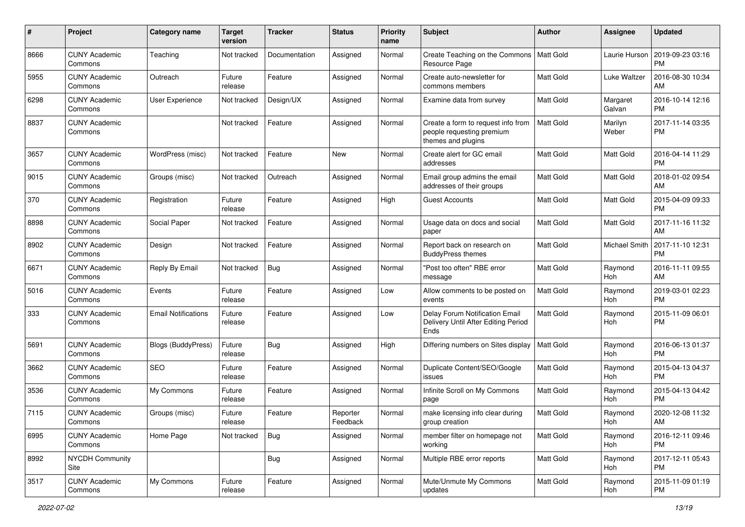| # | Project | Category name | Target version | Tracker | Status | Priority name | Subject | Author | Assignee | Updated |
|---|---|---|---|---|---|---|---|---|---|---|
| 8666 | CUNY Academic Commons | Teaching | Not tracked | Documentation | Assigned | Normal | Create Teaching on the Commons Resource Page | Matt Gold | Laurie Hurson | 2019-09-23 03:16 PM |
| 5955 | CUNY Academic Commons | Outreach | Future release | Feature | Assigned | Normal | Create auto-newsletter for commons members | Matt Gold | Luke Waltzer | 2016-08-30 10:34 AM |
| 6298 | CUNY Academic Commons | User Experience | Not tracked | Design/UX | Assigned | Normal | Examine data from survey | Matt Gold | Margaret Galvan | 2016-10-14 12:16 PM |
| 8837 | CUNY Academic Commons | | Not tracked | Feature | Assigned | Normal | Create a form to request info from people requesting premium themes and plugins | Matt Gold | Marilyn Weber | 2017-11-14 03:35 PM |
| 3657 | CUNY Academic Commons | WordPress (misc) | Not tracked | Feature | New | Normal | Create alert for GC email addresses | Matt Gold | Matt Gold | 2016-04-14 11:29 PM |
| 9015 | CUNY Academic Commons | Groups (misc) | Not tracked | Outreach | Assigned | Normal | Email group admins the email addresses of their groups | Matt Gold | Matt Gold | 2018-01-02 09:54 AM |
| 370 | CUNY Academic Commons | Registration | Future release | Feature | Assigned | High | Guest Accounts | Matt Gold | Matt Gold | 2015-04-09 09:33 PM |
| 8898 | CUNY Academic Commons | Social Paper | Not tracked | Feature | Assigned | Normal | Usage data on docs and social paper | Matt Gold | Matt Gold | 2017-11-16 11:32 AM |
| 8902 | CUNY Academic Commons | Design | Not tracked | Feature | Assigned | Normal | Report back on research on BuddyPress themes | Matt Gold | Michael Smith | 2017-11-10 12:31 PM |
| 6671 | CUNY Academic Commons | Reply By Email | Not tracked | Bug | Assigned | Normal | "Post too often" RBE error message | Matt Gold | Raymond Hoh | 2016-11-11 09:55 AM |
| 5016 | CUNY Academic Commons | Events | Future release | Feature | Assigned | Low | Allow comments to be posted on events | Matt Gold | Raymond Hoh | 2019-03-01 02:23 PM |
| 333 | CUNY Academic Commons | Email Notifications | Future release | Feature | Assigned | Low | Delay Forum Notification Email Delivery Until After Editing Period Ends | Matt Gold | Raymond Hoh | 2015-11-09 06:01 PM |
| 5691 | CUNY Academic Commons | Blogs (BuddyPress) | Future release | Bug | Assigned | High | Differing numbers on Sites display | Matt Gold | Raymond Hoh | 2016-06-13 01:37 PM |
| 3662 | CUNY Academic Commons | SEO | Future release | Feature | Assigned | Normal | Duplicate Content/SEO/Google issues | Matt Gold | Raymond Hoh | 2015-04-13 04:37 PM |
| 3536 | CUNY Academic Commons | My Commons | Future release | Feature | Assigned | Normal | Infinite Scroll on My Commons page | Matt Gold | Raymond Hoh | 2015-04-13 04:42 PM |
| 7115 | CUNY Academic Commons | Groups (misc) | Future release | Feature | Reporter Feedback | Normal | make licensing info clear during group creation | Matt Gold | Raymond Hoh | 2020-12-08 11:32 AM |
| 6995 | CUNY Academic Commons | Home Page | Not tracked | Bug | Assigned | Normal | member filter on homepage not working | Matt Gold | Raymond Hoh | 2016-12-11 09:46 PM |
| 8992 | NYCDH Community Site | | | Bug | Assigned | Normal | Multiple RBE error reports | Matt Gold | Raymond Hoh | 2017-12-11 05:43 PM |
| 3517 | CUNY Academic Commons | My Commons | Future release | Feature | Assigned | Normal | Mute/Unmute My Commons updates | Matt Gold | Raymond Hoh | 2015-11-09 01:19 PM |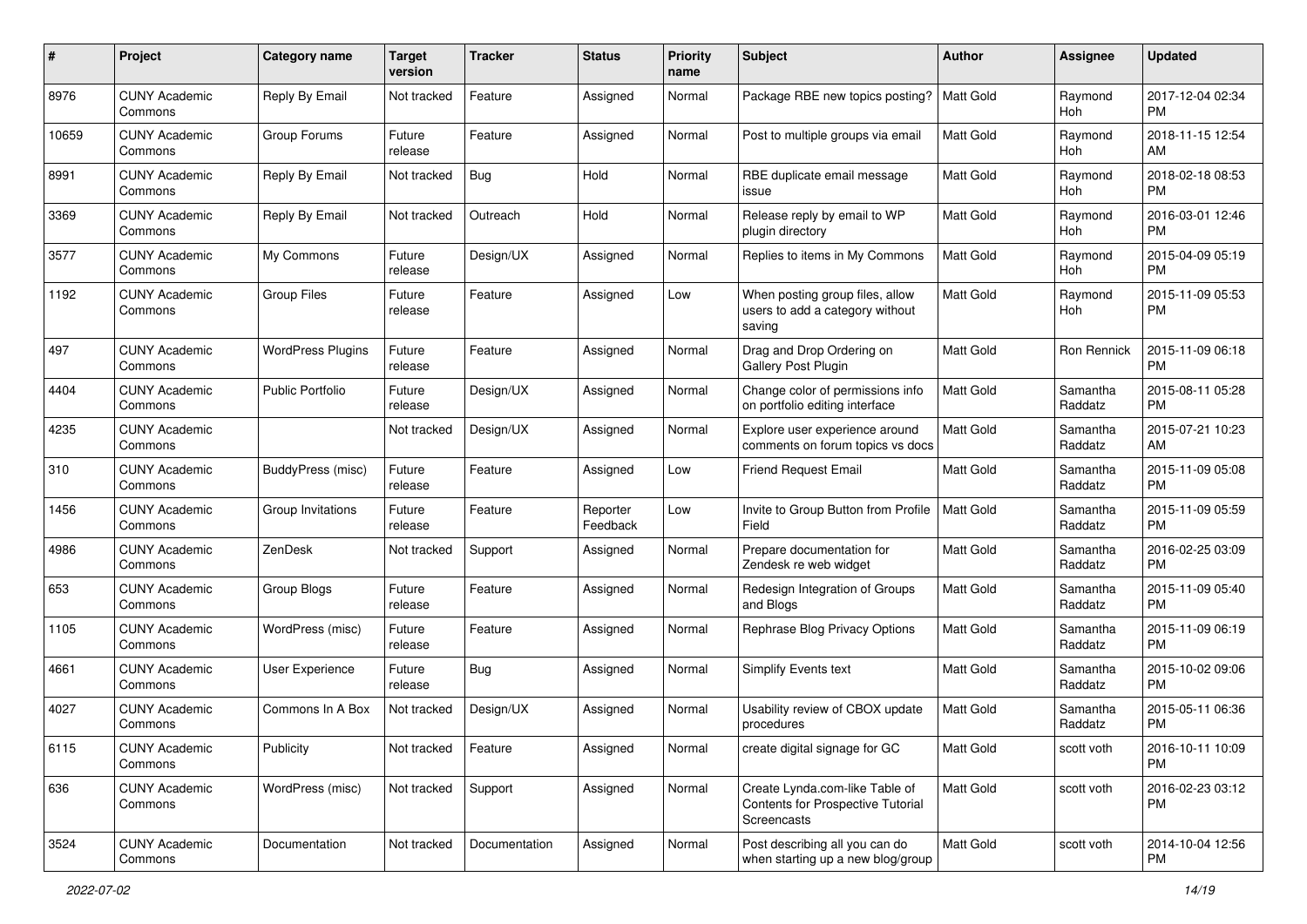| # | Project | Category name | Target version | Tracker | Status | Priority name | Subject | Author | Assignee | Updated |
|---|---|---|---|---|---|---|---|---|---|---|
| 8976 | CUNY Academic Commons | Reply By Email | Not tracked | Feature | Assigned | Normal | Package RBE new topics posting? | Matt Gold | Raymond Hoh | 2017-12-04 02:34 PM |
| 10659 | CUNY Academic Commons | Group Forums | Future release | Feature | Assigned | Normal | Post to multiple groups via email | Matt Gold | Raymond Hoh | 2018-11-15 12:54 AM |
| 8991 | CUNY Academic Commons | Reply By Email | Not tracked | Bug | Hold | Normal | RBE duplicate email message issue | Matt Gold | Raymond Hoh | 2018-02-18 08:53 PM |
| 3369 | CUNY Academic Commons | Reply By Email | Not tracked | Outreach | Hold | Normal | Release reply by email to WP plugin directory | Matt Gold | Raymond Hoh | 2016-03-01 12:46 PM |
| 3577 | CUNY Academic Commons | My Commons | Future release | Design/UX | Assigned | Normal | Replies to items in My Commons | Matt Gold | Raymond Hoh | 2015-04-09 05:19 PM |
| 1192 | CUNY Academic Commons | Group Files | Future release | Feature | Assigned | Low | When posting group files, allow users to add a category without saving | Matt Gold | Raymond Hoh | 2015-11-09 05:53 PM |
| 497 | CUNY Academic Commons | WordPress Plugins | Future release | Feature | Assigned | Normal | Drag and Drop Ordering on Gallery Post Plugin | Matt Gold | Ron Rennick | 2015-11-09 06:18 PM |
| 4404 | CUNY Academic Commons | Public Portfolio | Future release | Design/UX | Assigned | Normal | Change color of permissions info on portfolio editing interface | Matt Gold | Samantha Raddatz | 2015-08-11 05:28 PM |
| 4235 | CUNY Academic Commons | | Not tracked | Design/UX | Assigned | Normal | Explore user experience around comments on forum topics vs docs | Matt Gold | Samantha Raddatz | 2015-07-21 10:23 AM |
| 310 | CUNY Academic Commons | BuddyPress (misc) | Future release | Feature | Assigned | Low | Friend Request Email | Matt Gold | Samantha Raddatz | 2015-11-09 05:08 PM |
| 1456 | CUNY Academic Commons | Group Invitations | Future release | Feature | Reporter Feedback | Low | Invite to Group Button from Profile Field | Matt Gold | Samantha Raddatz | 2015-11-09 05:59 PM |
| 4986 | CUNY Academic Commons | ZenDesk | Not tracked | Support | Assigned | Normal | Prepare documentation for Zendesk re web widget | Matt Gold | Samantha Raddatz | 2016-02-25 03:09 PM |
| 653 | CUNY Academic Commons | Group Blogs | Future release | Feature | Assigned | Normal | Redesign Integration of Groups and Blogs | Matt Gold | Samantha Raddatz | 2015-11-09 05:40 PM |
| 1105 | CUNY Academic Commons | WordPress (misc) | Future release | Feature | Assigned | Normal | Rephrase Blog Privacy Options | Matt Gold | Samantha Raddatz | 2015-11-09 06:19 PM |
| 4661 | CUNY Academic Commons | User Experience | Future release | Bug | Assigned | Normal | Simplify Events text | Matt Gold | Samantha Raddatz | 2015-10-02 09:06 PM |
| 4027 | CUNY Academic Commons | Commons In A Box | Not tracked | Design/UX | Assigned | Normal | Usability review of CBOX update procedures | Matt Gold | Samantha Raddatz | 2015-05-11 06:36 PM |
| 6115 | CUNY Academic Commons | Publicity | Not tracked | Feature | Assigned | Normal | create digital signage for GC | Matt Gold | scott voth | 2016-10-11 10:09 PM |
| 636 | CUNY Academic Commons | WordPress (misc) | Not tracked | Support | Assigned | Normal | Create Lynda.com-like Table of Contents for Prospective Tutorial Screencasts | Matt Gold | scott voth | 2016-02-23 03:12 PM |
| 3524 | CUNY Academic Commons | Documentation | Not tracked | Documentation | Assigned | Normal | Post describing all you can do when starting up a new blog/group | Matt Gold | scott voth | 2014-10-04 12:56 PM |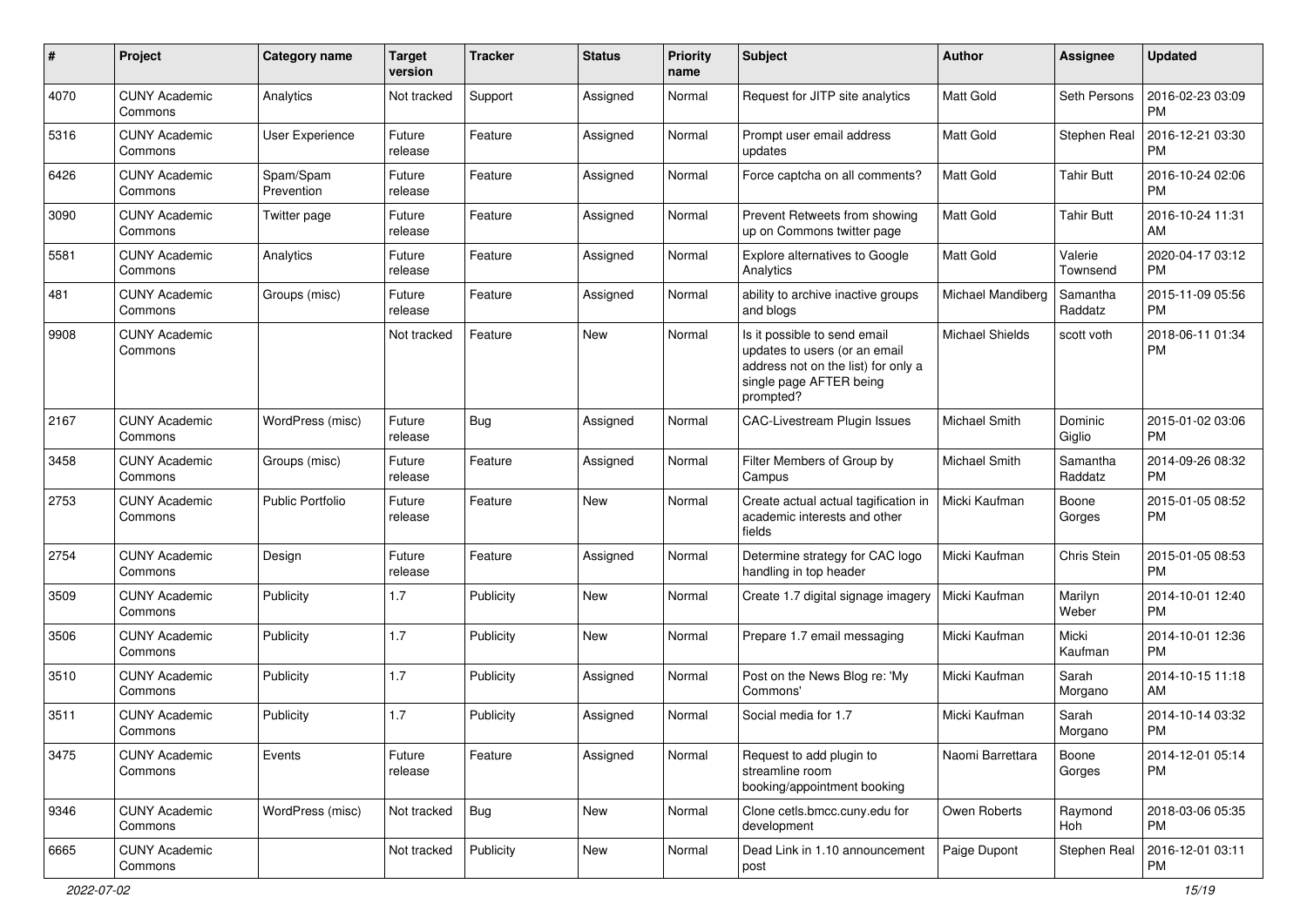| # | Project | Category name | Target version | Tracker | Status | Priority name | Subject | Author | Assignee | Updated |
|---|---|---|---|---|---|---|---|---|---|---|
| 4070 | CUNY Academic Commons | Analytics | Not tracked | Support | Assigned | Normal | Request for JITP site analytics | Matt Gold | Seth Persons | 2016-02-23 03:09 PM |
| 5316 | CUNY Academic Commons | User Experience | Future release | Feature | Assigned | Normal | Prompt user email address updates | Matt Gold | Stephen Real | 2016-12-21 03:30 PM |
| 6426 | CUNY Academic Commons | Spam/Spam Prevention | Future release | Feature | Assigned | Normal | Force captcha on all comments? | Matt Gold | Tahir Butt | 2016-10-24 02:06 PM |
| 3090 | CUNY Academic Commons | Twitter page | Future release | Feature | Assigned | Normal | Prevent Retweets from showing up on Commons twitter page | Matt Gold | Tahir Butt | 2016-10-24 11:31 AM |
| 5581 | CUNY Academic Commons | Analytics | Future release | Feature | Assigned | Normal | Explore alternatives to Google Analytics | Matt Gold | Valerie Townsend | 2020-04-17 03:12 PM |
| 481 | CUNY Academic Commons | Groups (misc) | Future release | Feature | Assigned | Normal | ability to archive inactive groups and blogs | Michael Mandiberg | Samantha Raddatz | 2015-11-09 05:56 PM |
| 9908 | CUNY Academic Commons | | Not tracked | Feature | New | Normal | Is it possible to send email updates to users (or an email address not on the list) for only a single page AFTER being prompted? | Michael Shields | scott voth | 2018-06-11 01:34 PM |
| 2167 | CUNY Academic Commons | WordPress (misc) | Future release | Bug | Assigned | Normal | CAC-Livestream Plugin Issues | Michael Smith | Dominic Giglio | 2015-01-02 03:06 PM |
| 3458 | CUNY Academic Commons | Groups (misc) | Future release | Feature | Assigned | Normal | Filter Members of Group by Campus | Michael Smith | Samantha Raddatz | 2014-09-26 08:32 PM |
| 2753 | CUNY Academic Commons | Public Portfolio | Future release | Feature | New | Normal | Create actual actual tagification in academic interests and other fields | Micki Kaufman | Boone Gorges | 2015-01-05 08:52 PM |
| 2754 | CUNY Academic Commons | Design | Future release | Feature | Assigned | Normal | Determine strategy for CAC logo handling in top header | Micki Kaufman | Chris Stein | 2015-01-05 08:53 PM |
| 3509 | CUNY Academic Commons | Publicity | 1.7 | Publicity | New | Normal | Create 1.7 digital signage imagery | Micki Kaufman | Marilyn Weber | 2014-10-01 12:40 PM |
| 3506 | CUNY Academic Commons | Publicity | 1.7 | Publicity | New | Normal | Prepare 1.7 email messaging | Micki Kaufman | Micki Kaufman | 2014-10-01 12:36 PM |
| 3510 | CUNY Academic Commons | Publicity | 1.7 | Publicity | Assigned | Normal | Post on the News Blog re: 'My Commons' | Micki Kaufman | Sarah Morgano | 2014-10-15 11:18 AM |
| 3511 | CUNY Academic Commons | Publicity | 1.7 | Publicity | Assigned | Normal | Social media for 1.7 | Micki Kaufman | Sarah Morgano | 2014-10-14 03:32 PM |
| 3475 | CUNY Academic Commons | Events | Future release | Feature | Assigned | Normal | Request to add plugin to streamline room booking/appointment booking | Naomi Barrettara | Boone Gorges | 2014-12-01 05:14 PM |
| 9346 | CUNY Academic Commons | WordPress (misc) | Not tracked | Bug | New | Normal | Clone cetls.bmcc.cuny.edu for development | Owen Roberts | Raymond Hoh | 2018-03-06 05:35 PM |
| 6665 | CUNY Academic Commons | | Not tracked | Publicity | New | Normal | Dead Link in 1.10 announcement post | Paige Dupont | Stephen Real | 2016-12-01 03:11 PM |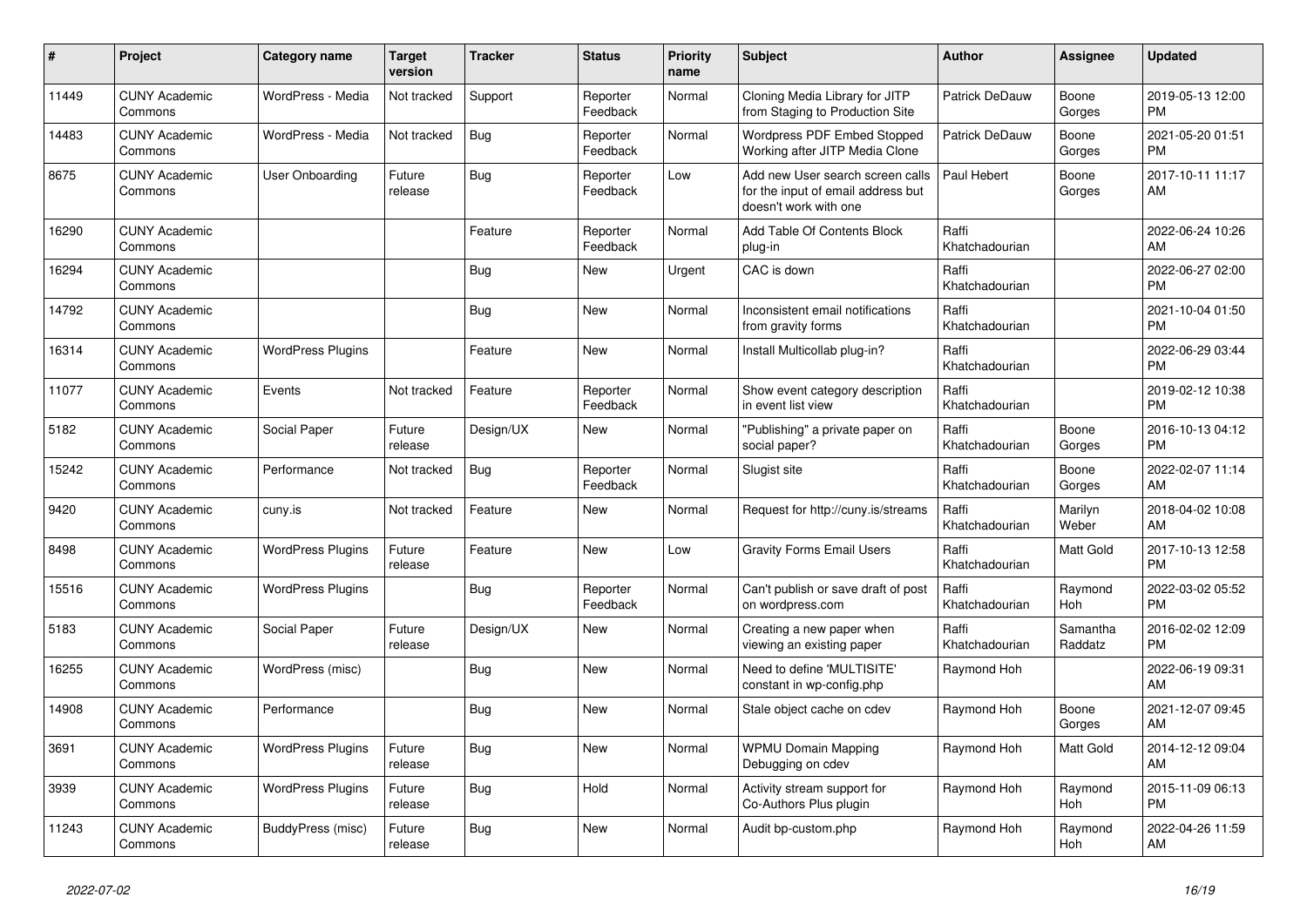| # | Project | Category name | Target version | Tracker | Status | Priority name | Subject | Author | Assignee | Updated |
|---|---|---|---|---|---|---|---|---|---|---|
| 11449 | CUNY Academic Commons | WordPress - Media | Not tracked | Support | Reporter Feedback | Normal | Cloning Media Library for JITP from Staging to Production Site | Patrick DeDauw | Boone Gorges | 2019-05-13 12:00 PM |
| 14483 | CUNY Academic Commons | WordPress - Media | Not tracked | Bug | Reporter Feedback | Normal | Wordpress PDF Embed Stopped Working after JITP Media Clone | Patrick DeDauw | Boone Gorges | 2021-05-20 01:51 PM |
| 8675 | CUNY Academic Commons | User Onboarding | Future release | Bug | Reporter Feedback | Low | Add new User search screen calls for the input of email address but doesn't work with one | Paul Hebert | Boone Gorges | 2017-10-11 11:17 AM |
| 16290 | CUNY Academic Commons | | | Feature | Reporter Feedback | Normal | Add Table Of Contents Block plug-in | Raffi Khatchadourian | | 2022-06-24 10:26 AM |
| 16294 | CUNY Academic Commons | | | Bug | New | Urgent | CAC is down | Raffi Khatchadourian | | 2022-06-27 02:00 PM |
| 14792 | CUNY Academic Commons | | | Bug | New | Normal | Inconsistent email notifications from gravity forms | Raffi Khatchadourian | | 2021-10-04 01:50 PM |
| 16314 | CUNY Academic Commons | WordPress Plugins | | Feature | New | Normal | Install Multicollab plug-in? | Raffi Khatchadourian | | 2022-06-29 03:44 PM |
| 11077 | CUNY Academic Commons | Events | Not tracked | Feature | Reporter Feedback | Normal | Show event category description in event list view | Raffi Khatchadourian | | 2019-02-12 10:38 PM |
| 5182 | CUNY Academic Commons | Social Paper | Future release | Design/UX | New | Normal | "Publishing" a private paper on social paper? | Raffi Khatchadourian | Boone Gorges | 2016-10-13 04:12 PM |
| 15242 | CUNY Academic Commons | Performance | Not tracked | Bug | Reporter Feedback | Normal | Slugist site | Raffi Khatchadourian | Boone Gorges | 2022-02-07 11:14 AM |
| 9420 | CUNY Academic Commons | cuny.is | Not tracked | Feature | New | Normal | Request for http://cuny.is/streams | Raffi Khatchadourian | Marilyn Weber | 2018-04-02 10:08 AM |
| 8498 | CUNY Academic Commons | WordPress Plugins | Future release | Feature | New | Low | Gravity Forms Email Users | Raffi Khatchadourian | Matt Gold | 2017-10-13 12:58 PM |
| 15516 | CUNY Academic Commons | WordPress Plugins | | Bug | Reporter Feedback | Normal | Can't publish or save draft of post on wordpress.com | Raffi Khatchadourian | Raymond Hoh | 2022-03-02 05:52 PM |
| 5183 | CUNY Academic Commons | Social Paper | Future release | Design/UX | New | Normal | Creating a new paper when viewing an existing paper | Raffi Khatchadourian | Samantha Raddatz | 2016-02-02 12:09 PM |
| 16255 | CUNY Academic Commons | WordPress (misc) | | Bug | New | Normal | Need to define 'MULTISITE' constant in wp-config.php | Raymond Hoh | | 2022-06-19 09:31 AM |
| 14908 | CUNY Academic Commons | Performance | | Bug | New | Normal | Stale object cache on cdev | Raymond Hoh | Boone Gorges | 2021-12-07 09:45 AM |
| 3691 | CUNY Academic Commons | WordPress Plugins | Future release | Bug | New | Normal | WPMU Domain Mapping Debugging on cdev | Raymond Hoh | Matt Gold | 2014-12-12 09:04 AM |
| 3939 | CUNY Academic Commons | WordPress Plugins | Future release | Bug | Hold | Normal | Activity stream support for Co-Authors Plus plugin | Raymond Hoh | Raymond Hoh | 2015-11-09 06:13 PM |
| 11243 | CUNY Academic Commons | BuddyPress (misc) | Future release | Bug | New | Normal | Audit bp-custom.php | Raymond Hoh | Raymond Hoh | 2022-04-26 11:59 AM |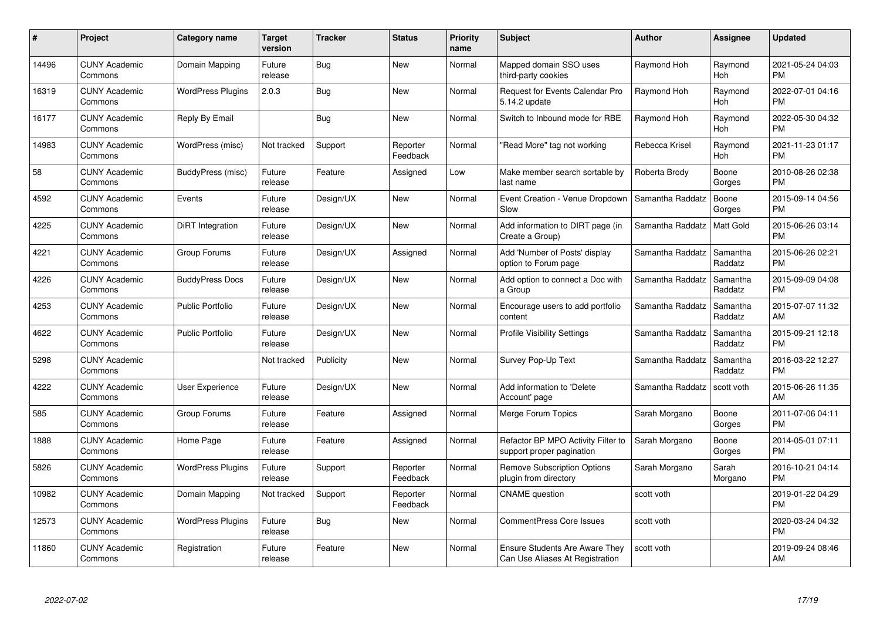| # | Project | Category name | Target version | Tracker | Status | Priority name | Subject | Author | Assignee | Updated |
|---|---|---|---|---|---|---|---|---|---|---|
| 14496 | CUNY Academic Commons | Domain Mapping | Future release | Bug | New | Normal | Mapped domain SSO uses third-party cookies | Raymond Hoh | Raymond Hoh | 2021-05-24 04:03 PM |
| 16319 | CUNY Academic Commons | WordPress Plugins | 2.0.3 | Bug | New | Normal | Request for Events Calendar Pro 5.14.2 update | Raymond Hoh | Raymond Hoh | 2022-07-01 04:16 PM |
| 16177 | CUNY Academic Commons | Reply By Email | | Bug | New | Normal | Switch to Inbound mode for RBE | Raymond Hoh | Raymond Hoh | 2022-05-30 04:32 PM |
| 14983 | CUNY Academic Commons | WordPress (misc) | Not tracked | Support | Reporter Feedback | Normal | "Read More" tag not working | Rebecca Krisel | Raymond Hoh | 2021-11-23 01:17 PM |
| 58 | CUNY Academic Commons | BuddyPress (misc) | Future release | Feature | Assigned | Low | Make member search sortable by last name | Roberta Brody | Boone Gorges | 2010-08-26 02:38 PM |
| 4592 | CUNY Academic Commons | Events | Future release | Design/UX | New | Normal | Event Creation - Venue Dropdown Slow | Samantha Raddatz | Boone Gorges | 2015-09-14 04:56 PM |
| 4225 | CUNY Academic Commons | DiRT Integration | Future release | Design/UX | New | Normal | Add information to DIRT page (in Create a Group) | Samantha Raddatz | Matt Gold | 2015-06-26 03:14 PM |
| 4221 | CUNY Academic Commons | Group Forums | Future release | Design/UX | Assigned | Normal | Add 'Number of Posts' display option to Forum page | Samantha Raddatz | Samantha Raddatz | 2015-06-26 02:21 PM |
| 4226 | CUNY Academic Commons | BuddyPress Docs | Future release | Design/UX | New | Normal | Add option to connect a Doc with a Group | Samantha Raddatz | Samantha Raddatz | 2015-09-09 04:08 PM |
| 4253 | CUNY Academic Commons | Public Portfolio | Future release | Design/UX | New | Normal | Encourage users to add portfolio content | Samantha Raddatz | Samantha Raddatz | 2015-07-07 11:32 AM |
| 4622 | CUNY Academic Commons | Public Portfolio | Future release | Design/UX | New | Normal | Profile Visibility Settings | Samantha Raddatz | Samantha Raddatz | 2015-09-21 12:18 PM |
| 5298 | CUNY Academic Commons | | Not tracked | Publicity | New | Normal | Survey Pop-Up Text | Samantha Raddatz | Samantha Raddatz | 2016-03-22 12:27 PM |
| 4222 | CUNY Academic Commons | User Experience | Future release | Design/UX | New | Normal | Add information to 'Delete Account' page | Samantha Raddatz | scott voth | 2015-06-26 11:35 AM |
| 585 | CUNY Academic Commons | Group Forums | Future release | Feature | Assigned | Normal | Merge Forum Topics | Sarah Morgano | Boone Gorges | 2011-07-06 04:11 PM |
| 1888 | CUNY Academic Commons | Home Page | Future release | Feature | Assigned | Normal | Refactor BP MPO Activity Filter to support proper pagination | Sarah Morgano | Boone Gorges | 2014-05-01 07:11 PM |
| 5826 | CUNY Academic Commons | WordPress Plugins | Future release | Support | Reporter Feedback | Normal | Remove Subscription Options plugin from directory | Sarah Morgano | Sarah Morgano | 2016-10-21 04:14 PM |
| 10982 | CUNY Academic Commons | Domain Mapping | Not tracked | Support | Reporter Feedback | Normal | CNAME question | scott voth | | 2019-01-22 04:29 PM |
| 12573 | CUNY Academic Commons | WordPress Plugins | Future release | Bug | New | Normal | CommentPress Core Issues | scott voth | | 2020-03-24 04:32 PM |
| 11860 | CUNY Academic Commons | Registration | Future release | Feature | New | Normal | Ensure Students Are Aware They Can Use Aliases At Registration | scott voth | | 2019-09-24 08:46 AM |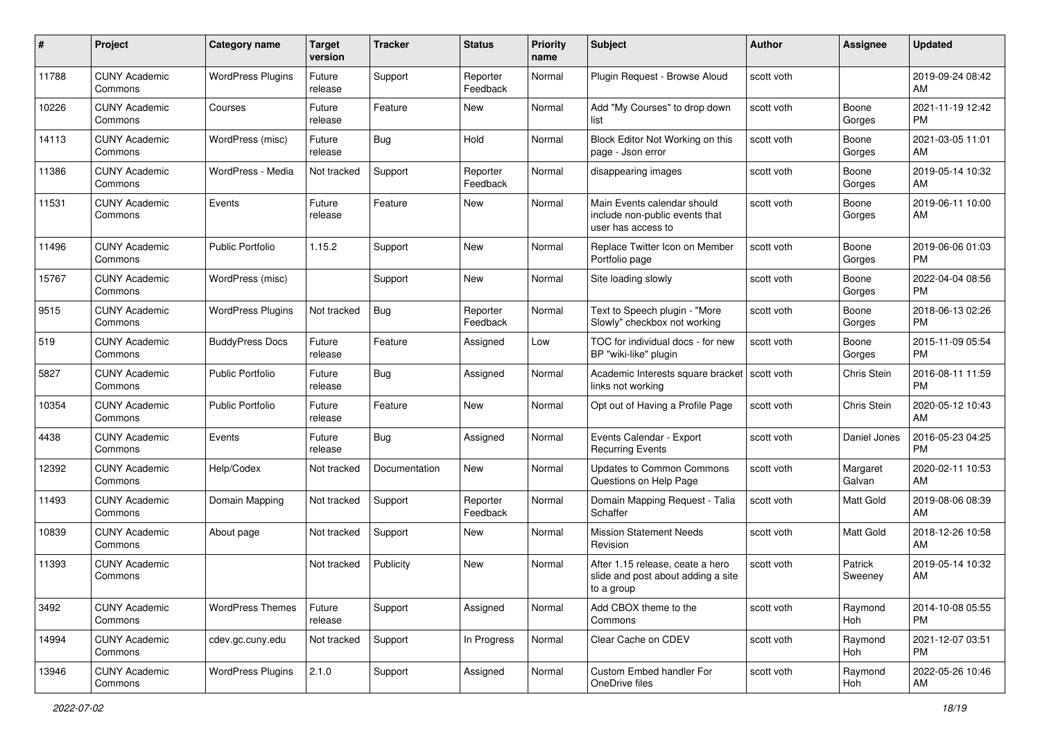| # | Project | Category name | Target version | Tracker | Status | Priority name | Subject | Author | Assignee | Updated |
|---|---|---|---|---|---|---|---|---|---|---|
| 11788 | CUNY Academic Commons | WordPress Plugins | Future release | Support | Reporter Feedback | Normal | Plugin Request - Browse Aloud | scott voth | | 2019-09-24 08:42 AM |
| 10226 | CUNY Academic Commons | Courses | Future release | Feature | New | Normal | Add "My Courses" to drop down list | scott voth | Boone Gorges | 2021-11-19 12:42 PM |
| 14113 | CUNY Academic Commons | WordPress (misc) | Future release | Bug | Hold | Normal | Block Editor Not Working on this page - Json error | scott voth | Boone Gorges | 2021-03-05 11:01 AM |
| 11386 | CUNY Academic Commons | WordPress - Media | Not tracked | Support | Reporter Feedback | Normal | disappearing images | scott voth | Boone Gorges | 2019-05-14 10:32 AM |
| 11531 | CUNY Academic Commons | Events | Future release | Feature | New | Normal | Main Events calendar should include non-public events that user has access to | scott voth | Boone Gorges | 2019-06-11 10:00 AM |
| 11496 | CUNY Academic Commons | Public Portfolio | 1.15.2 | Support | New | Normal | Replace Twitter Icon on Member Portfolio page | scott voth | Boone Gorges | 2019-06-06 01:03 PM |
| 15767 | CUNY Academic Commons | WordPress (misc) | | Support | New | Normal | Site loading slowly | scott voth | Boone Gorges | 2022-04-04 08:56 PM |
| 9515 | CUNY Academic Commons | WordPress Plugins | Not tracked | Bug | Reporter Feedback | Normal | Text to Speech plugin - "More Slowly" checkbox not working | scott voth | Boone Gorges | 2018-06-13 02:26 PM |
| 519 | CUNY Academic Commons | BuddyPress Docs | Future release | Feature | Assigned | Low | TOC for individual docs - for new BP "wiki-like" plugin | scott voth | Boone Gorges | 2015-11-09 05:54 PM |
| 5827 | CUNY Academic Commons | Public Portfolio | Future release | Bug | Assigned | Normal | Academic Interests square bracket links not working | scott voth | Chris Stein | 2016-08-11 11:59 PM |
| 10354 | CUNY Academic Commons | Public Portfolio | Future release | Feature | New | Normal | Opt out of Having a Profile Page | scott voth | Chris Stein | 2020-05-12 10:43 AM |
| 4438 | CUNY Academic Commons | Events | Future release | Bug | Assigned | Normal | Events Calendar - Export Recurring Events | scott voth | Daniel Jones | 2016-05-23 04:25 PM |
| 12392 | CUNY Academic Commons | Help/Codex | Not tracked | Documentation | New | Normal | Updates to Common Commons Questions on Help Page | scott voth | Margaret Galvan | 2020-02-11 10:53 AM |
| 11493 | CUNY Academic Commons | Domain Mapping | Not tracked | Support | Reporter Feedback | Normal | Domain Mapping Request - Talia Schaffer | scott voth | Matt Gold | 2019-08-06 08:39 AM |
| 10839 | CUNY Academic Commons | About page | Not tracked | Support | New | Normal | Mission Statement Needs Revision | scott voth | Matt Gold | 2018-12-26 10:58 AM |
| 11393 | CUNY Academic Commons | | Not tracked | Publicity | New | Normal | After 1.15 release, ceate a hero slide and post about adding a site to a group | scott voth | Patrick Sweeney | 2019-05-14 10:32 AM |
| 3492 | CUNY Academic Commons | WordPress Themes | Future release | Support | Assigned | Normal | Add CBOX theme to the Commons | scott voth | Raymond Hoh | 2014-10-08 05:55 PM |
| 14994 | CUNY Academic Commons | cdev.gc.cuny.edu | Not tracked | Support | In Progress | Normal | Clear Cache on CDEV | scott voth | Raymond Hoh | 2021-12-07 03:51 PM |
| 13946 | CUNY Academic Commons | WordPress Plugins | 2.1.0 | Support | Assigned | Normal | Custom Embed handler For OneDrive files | scott voth | Raymond Hoh | 2022-05-26 10:46 AM |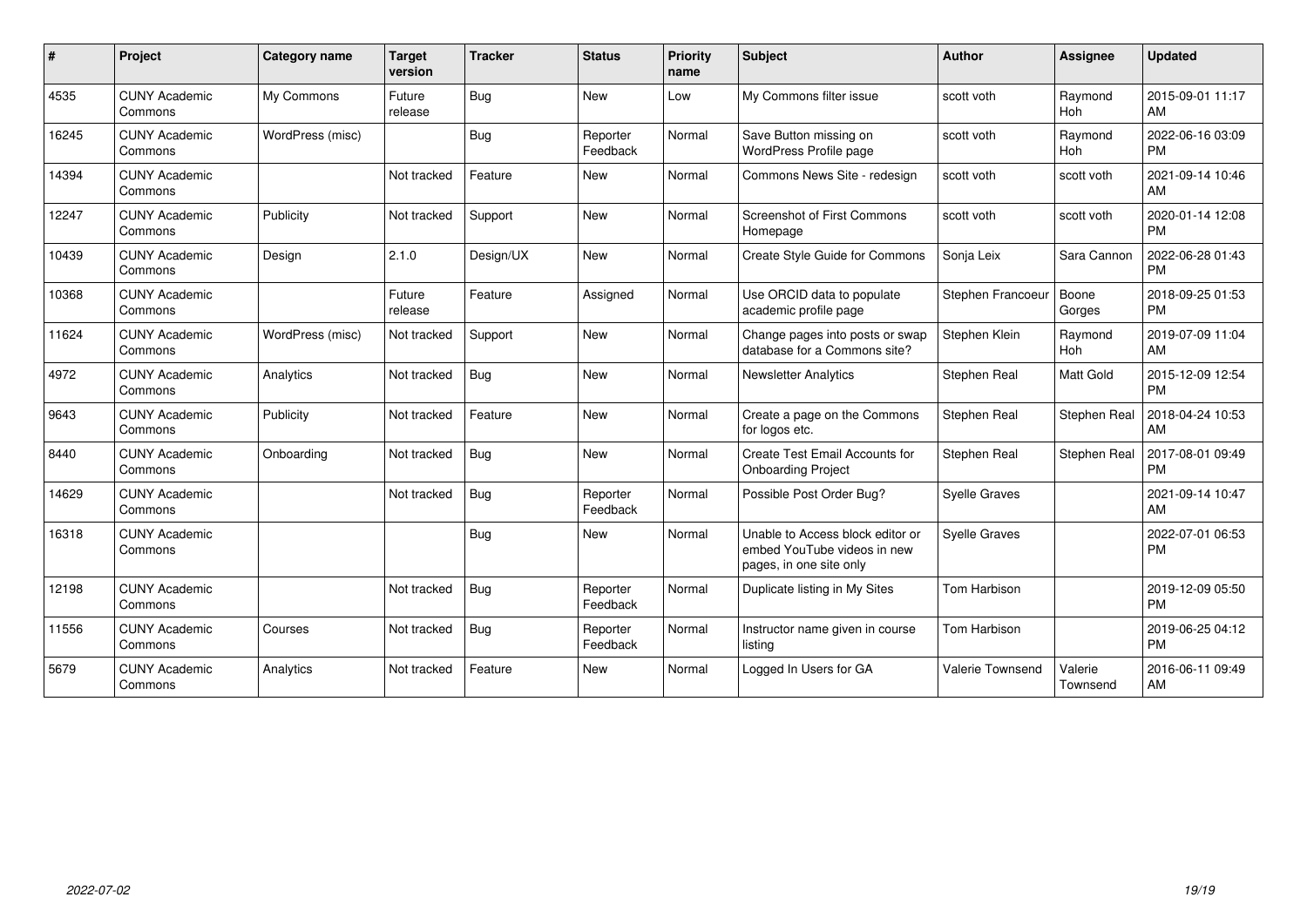| # | Project | Category name | Target version | Tracker | Status | Priority name | Subject | Author | Assignee | Updated |
|---|---|---|---|---|---|---|---|---|---|---|
| 4535 | CUNY Academic Commons | My Commons | Future release | Bug | New | Low | My Commons filter issue | scott voth | Raymond Hoh | 2015-09-01 11:17 AM |
| 16245 | CUNY Academic Commons | WordPress (misc) | | Bug | Reporter Feedback | Normal | Save Button missing on WordPress Profile page | scott voth | Raymond Hoh | 2022-06-16 03:09 PM |
| 14394 | CUNY Academic Commons | | Not tracked | Feature | New | Normal | Commons News Site - redesign | scott voth | scott voth | 2021-09-14 10:46 AM |
| 12247 | CUNY Academic Commons | Publicity | Not tracked | Support | New | Normal | Screenshot of First Commons Homepage | scott voth | scott voth | 2020-01-14 12:08 PM |
| 10439 | CUNY Academic Commons | Design | 2.1.0 | Design/UX | New | Normal | Create Style Guide for Commons | Sonja Leix | Sara Cannon | 2022-06-28 01:43 PM |
| 10368 | CUNY Academic Commons | | Future release | Feature | Assigned | Normal | Use ORCID data to populate academic profile page | Stephen Francoeur | Boone Gorges | 2018-09-25 01:53 PM |
| 11624 | CUNY Academic Commons | WordPress (misc) | Not tracked | Support | New | Normal | Change pages into posts or swap database for a Commons site? | Stephen Klein | Raymond Hoh | 2019-07-09 11:04 AM |
| 4972 | CUNY Academic Commons | Analytics | Not tracked | Bug | New | Normal | Newsletter Analytics | Stephen Real | Matt Gold | 2015-12-09 12:54 PM |
| 9643 | CUNY Academic Commons | Publicity | Not tracked | Feature | New | Normal | Create a page on the Commons for logos etc. | Stephen Real | Stephen Real | 2018-04-24 10:53 AM |
| 8440 | CUNY Academic Commons | Onboarding | Not tracked | Bug | New | Normal | Create Test Email Accounts for Onboarding Project | Stephen Real | Stephen Real | 2017-08-01 09:49 PM |
| 14629 | CUNY Academic Commons | | Not tracked | Bug | Reporter Feedback | Normal | Possible Post Order Bug? | Syelle Graves | | 2021-09-14 10:47 AM |
| 16318 | CUNY Academic Commons | | | Bug | New | Normal | Unable to Access block editor or embed YouTube videos in new pages, in one site only | Syelle Graves | | 2022-07-01 06:53 PM |
| 12198 | CUNY Academic Commons | | Not tracked | Bug | Reporter Feedback | Normal | Duplicate listing in My Sites | Tom Harbison | | 2019-12-09 05:50 PM |
| 11556 | CUNY Academic Commons | Courses | Not tracked | Bug | Reporter Feedback | Normal | Instructor name given in course listing | Tom Harbison | | 2019-06-25 04:12 PM |
| 5679 | CUNY Academic Commons | Analytics | Not tracked | Feature | New | Normal | Logged In Users for GA | Valerie Townsend | Valerie Townsend | 2016-06-11 09:49 AM |